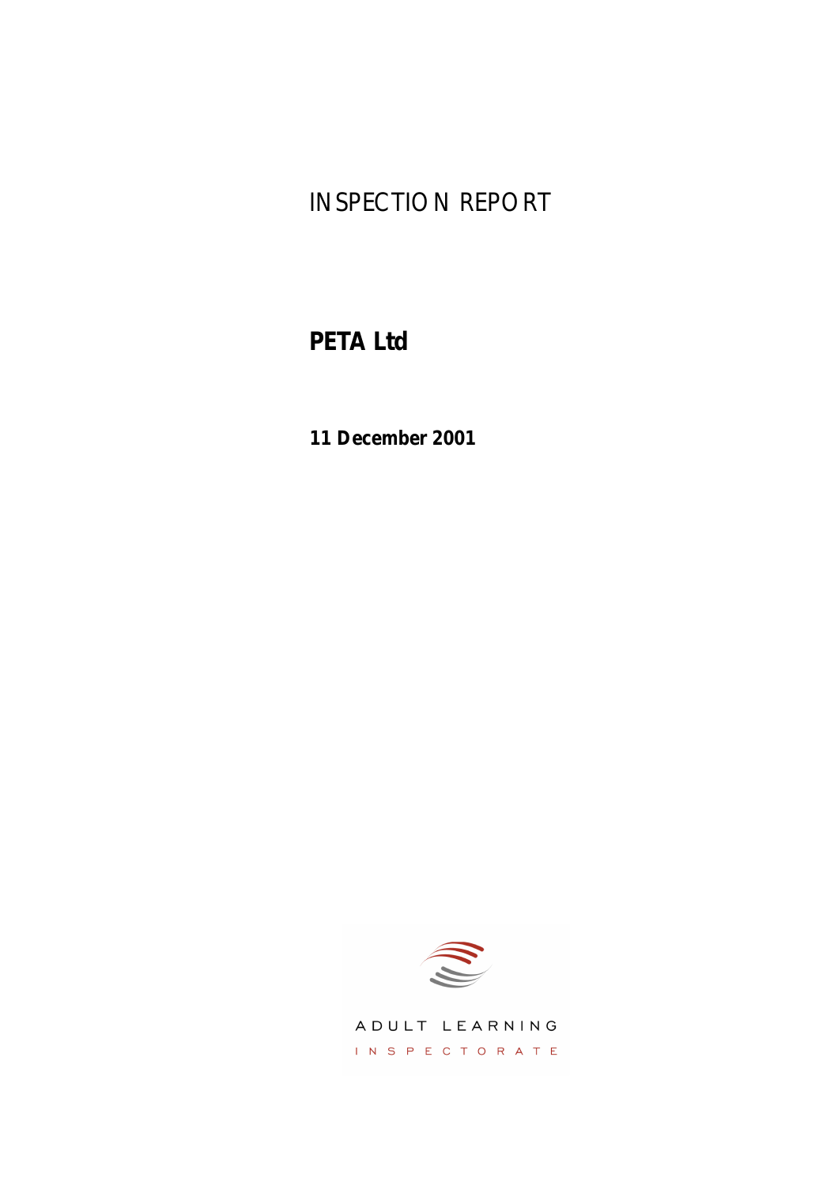# INSPECTION REPORT

**PETA Ltd**

**11 December 2001**

ADULT LEARNING

INSPECTORATE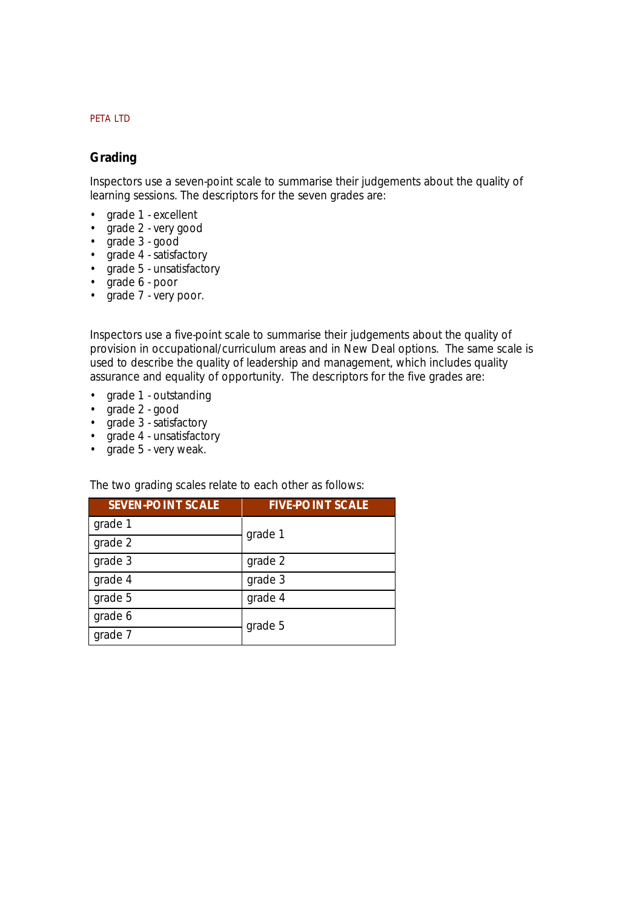## Grading

Inspectors use a seven-point scale to summarise their judgements about the quality of learning sessions. The descriptors for the seven grades are:

- grade 1 - excellent
- grade 2 - very good
- grade 3 - good
- grade 4 - satisfactory
- grade 5 - unsatisfactory
- grade 6 - poor
- grade 7 - very poor.

Inspectors use a five-point scale to summarise their judgements about the quality of provision in occupational/curriculum areas and in New Deal options. The same scale is used to describe the quality of leadership and management, which includes quality assurance and equality of opportunity. The descriptors for the five grades are:

- grade 1 - outstanding
- grade 2 - good
- grade 3 - satisfactory
- grade 4 - unsatisfactory
- grade 5 - very weak.

The two grading scales relate to each other as follows:

| SEVEN-POINT SCALE | FIVE-POINT SCALE |
|---|---|
| grade 1 | grade 1 |
| grade 2 | |
| grade 3 | grade 2 |
| grade 4 | grade 3 |
| grade 5 | grade 4 |
| grade 6 | grade 5 |
| grade 7 | |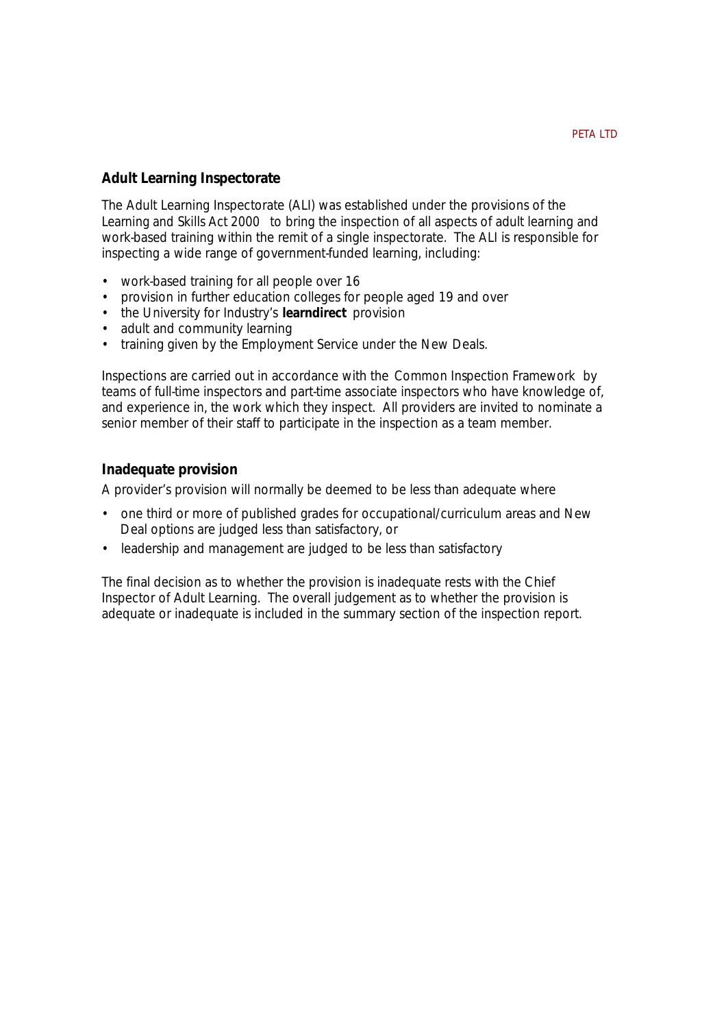## Adult Learning Inspectorate

The Adult Learning Inspectorate (ALI) was established under the provisions of the *Learning and Skills Act 2000* to bring the inspection of all aspects of adult learning and work-based training within the remit of a single inspectorate. The ALI is responsible for inspecting a wide range of government-funded learning, including:

- work-based training for all people over 16
- provision in further education colleges for people aged 19 and over
- the University for Industry's **learndirect** provision
- adult and community learning
- training given by the Employment Service under the New Deals.

Inspections are carried out in accordance with the *Common Inspection Framework* by teams of full-time inspectors and part-time associate inspectors who have knowledge of, and experience in, the work which they inspect. All providers are invited to nominate a senior member of their staff to participate in the inspection as a team member.

## Inadequate provision

A provider's provision will normally be deemed to be less than adequate where

- one third or more of published grades for occupational/curriculum areas and New Deal options are judged less than satisfactory, or
- leadership and management are judged to be less than satisfactory

The final decision as to whether the provision is inadequate rests with the Chief Inspector of Adult Learning. The overall judgement as to whether the provision is adequate or inadequate is included in the summary section of the inspection report.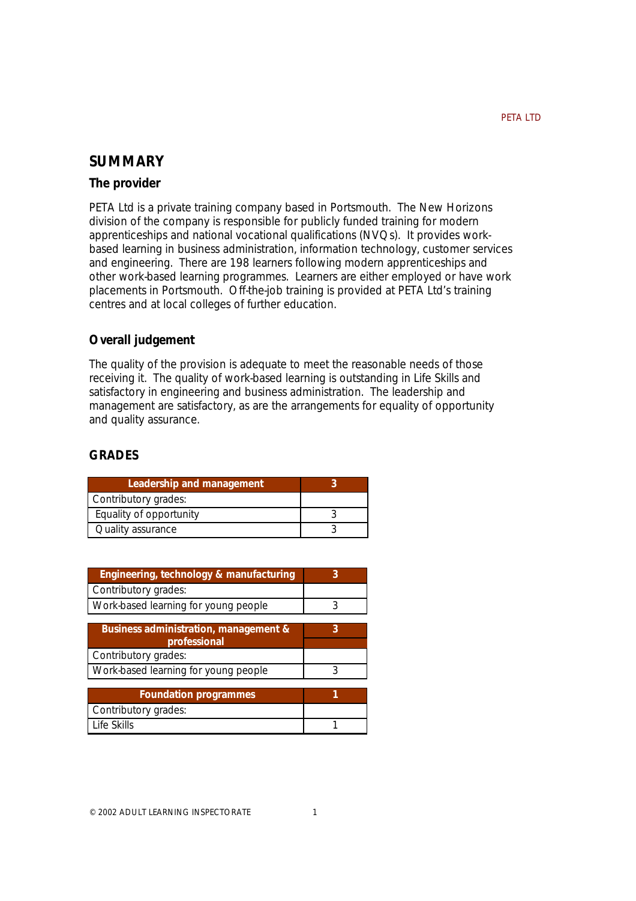# SUMMARY

## The provider

PETA Ltd is a private training company based in Portsmouth. The New Horizons division of the company is responsible for publicly funded training for modern apprenticeships and national vocational qualifications (NVQs). It provides work-based learning in business administration, information technology, customer services and engineering. There are 198 learners following modern apprenticeships and other work-based learning programmes. Learners are either employed or have work placements in Portsmouth. Off-the-job training is provided at PETA Ltd's training centres and at local colleges of further education.

## Overall judgement

The quality of the provision is adequate to meet the reasonable needs of those receiving it. The quality of work-based learning is outstanding in Life Skills and satisfactory in engineering and business administration. The leadership and management are satisfactory, as are the arrangements for equality of opportunity and quality assurance.

## GRADES

| Leadership and management | 3 |
|---|---|
| Contributory grades: | |
| Equality of opportunity | 3 |
| Quality assurance | 3 |

| Engineering, technology & manufacturing | 3 |
|---|---|
| Contributory grades: | |
| Work-based learning for young people | 3 |

| Business administration, management & professional | 3 |
|---|---|
| Contributory grades: | |
| Work-based learning for young people | 3 |

| Foundation programmes | 1 |
|---|---|
| Contributory grades: | |
| Life Skills | 1 |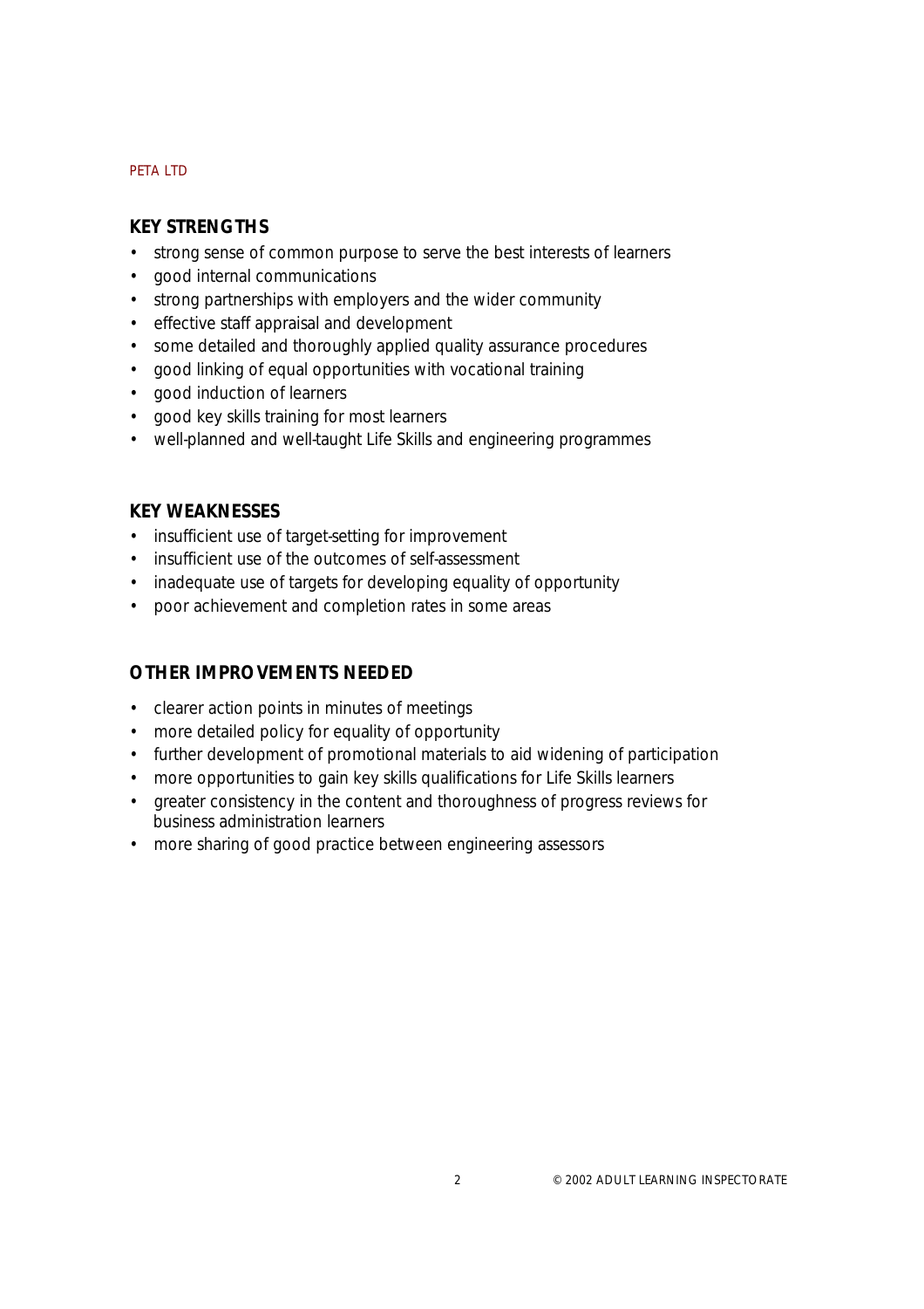## KEY STRENGTHS

- strong sense of common purpose to serve the best interests of learners
- good internal communications
- strong partnerships with employers and the wider community
- effective staff appraisal and development
- some detailed and thoroughly applied quality assurance procedures
- good linking of equal opportunities with vocational training
- good induction of learners
- good key skills training for most learners
- well-planned and well-taught Life Skills and engineering programmes

## KEY WEAKNESSES

- insufficient use of target-setting for improvement
- insufficient use of the outcomes of self-assessment
- inadequate use of targets for developing equality of opportunity
- poor achievement and completion rates in some areas

## OTHER IMPROVEMENTS NEEDED

- clearer action points in minutes of meetings
- more detailed policy for equality of opportunity
- further development of promotional materials to aid widening of participation
- more opportunities to gain key skills qualifications for Life Skills learners
- greater consistency in the content and thoroughness of progress reviews for business administration learners
- more sharing of good practice between engineering assessors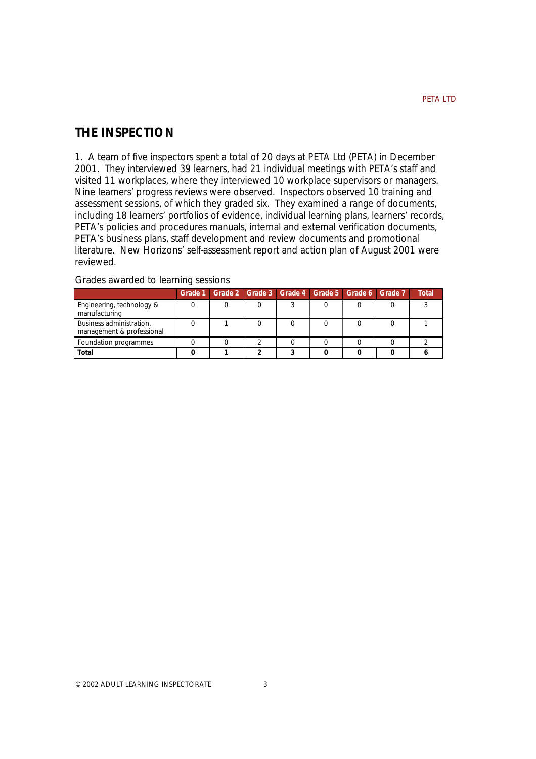## THE INSPECTION

1. A team of five inspectors spent a total of 20 days at PETA Ltd (PETA) in December 2001. They interviewed 39 learners, had 21 individual meetings with PETA's staff and visited 11 workplaces, where they interviewed 10 workplace supervisors or managers. Nine learners' progress reviews were observed. Inspectors observed 10 training and assessment sessions, of which they graded six. They examined a range of documents, including 18 learners' portfolios of evidence, individual learning plans, learners' records, PETA's policies and procedures manuals, internal and external verification documents, PETA's business plans, staff development and review documents and promotional literature. New Horizons' self-assessment report and action plan of August 2001 were reviewed.

Grades awarded to learning sessions

| | Grade 1 | Grade 2 | Grade 3 | Grade 4 | Grade 5 | Grade 6 | Grade 7 | Total |
|---|---|---|---|---|---|---|---|---|
| Engineering, technology & manufacturing | 0 | 0 | 0 | 3 | 0 | 0 | 0 | 3 |
| Business administration, management & professional | 0 | 1 | 0 | 0 | 0 | 0 | 0 | 1 |
| Foundation programmes | 0 | 0 | 2 | 0 | 0 | 0 | 0 | 2 |
| **Total** | **0** | **1** | **2** | **3** | **0** | **0** | **0** | **6** |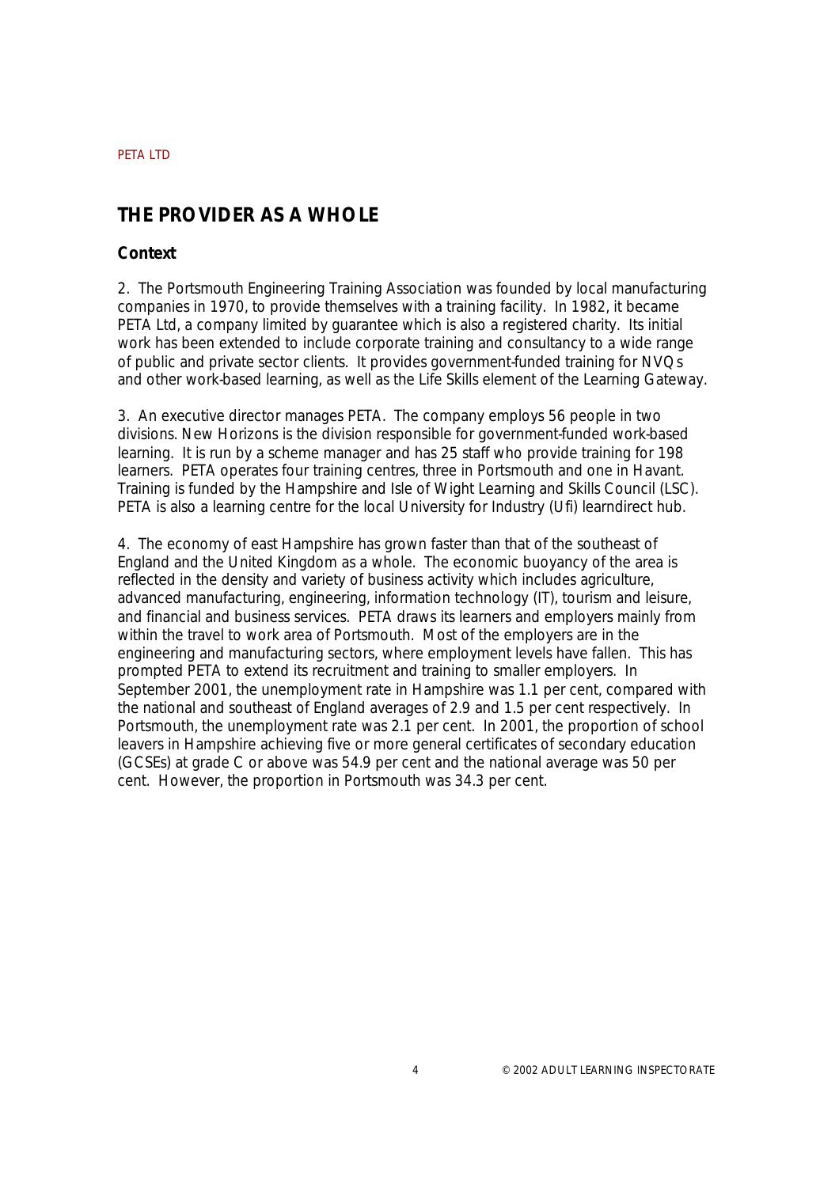## THE PROVIDER AS A WHOLE

### Context

2. The Portsmouth Engineering Training Association was founded by local manufacturing companies in 1970, to provide themselves with a training facility. In 1982, it became PETA Ltd, a company limited by guarantee which is also a registered charity. Its initial work has been extended to include corporate training and consultancy to a wide range of public and private sector clients. It provides government-funded training for NVQs and other work-based learning, as well as the Life Skills element of the Learning Gateway.

3. An executive director manages PETA. The company employs 56 people in two divisions. New Horizons is the division responsible for government-funded work-based learning. It is run by a scheme manager and has 25 staff who provide training for 198 learners. PETA operates four training centres, three in Portsmouth and one in Havant. Training is funded by the Hampshire and Isle of Wight Learning and Skills Council (LSC). PETA is also a learning centre for the local University for Industry (Ufi) learndirect hub.

4. The economy of east Hampshire has grown faster than that of the southeast of England and the United Kingdom as a whole. The economic buoyancy of the area is reflected in the density and variety of business activity which includes agriculture, advanced manufacturing, engineering, information technology (IT), tourism and leisure, and financial and business services. PETA draws its learners and employers mainly from within the travel to work area of Portsmouth. Most of the employers are in the engineering and manufacturing sectors, where employment levels have fallen. This has prompted PETA to extend its recruitment and training to smaller employers. In September 2001, the unemployment rate in Hampshire was 1.1 per cent, compared with the national and southeast of England averages of 2.9 and 1.5 per cent respectively. In Portsmouth, the unemployment rate was 2.1 per cent. In 2001, the proportion of school leavers in Hampshire achieving five or more general certificates of secondary education (GCSEs) at grade C or above was 54.9 per cent and the national average was 50 per cent. However, the proportion in Portsmouth was 34.3 per cent.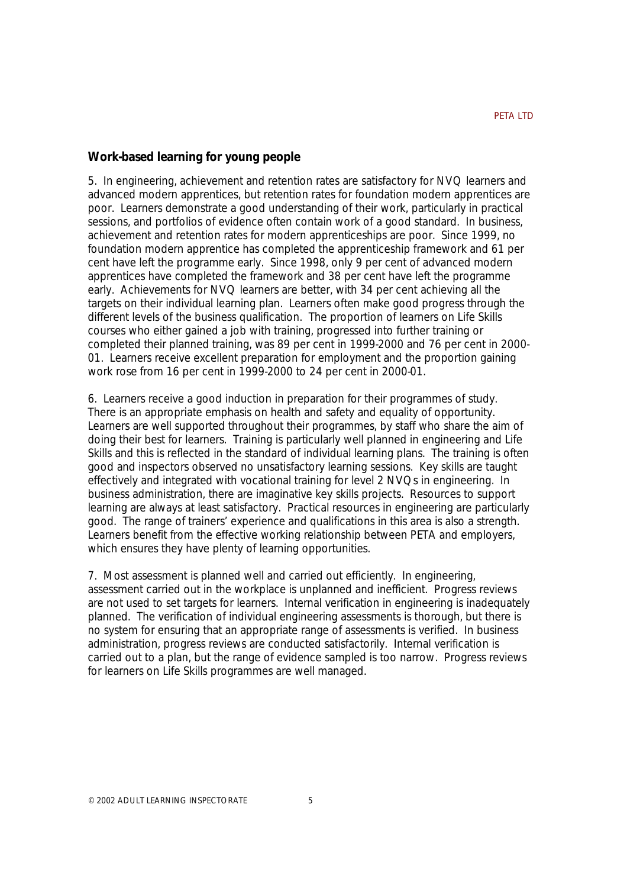### Work-based learning for young people

5. In engineering, achievement and retention rates are satisfactory for NVQ learners and advanced modern apprentices, but retention rates for foundation modern apprentices are poor. Learners demonstrate a good understanding of their work, particularly in practical sessions, and portfolios of evidence often contain work of a good standard. In business, achievement and retention rates for modern apprenticeships are poor. Since 1999, no foundation modern apprentice has completed the apprenticeship framework and 61 per cent have left the programme early. Since 1998, only 9 per cent of advanced modern apprentices have completed the framework and 38 per cent have left the programme early. Achievements for NVQ learners are better, with 34 per cent achieving all the targets on their individual learning plan. Learners often make good progress through the different levels of the business qualification. The proportion of learners on Life Skills courses who either gained a job with training, progressed into further training or completed their planned training, was 89 per cent in 1999-2000 and 76 per cent in 2000-01. Learners receive excellent preparation for employment and the proportion gaining work rose from 16 per cent in 1999-2000 to 24 per cent in 2000-01.

6. Learners receive a good induction in preparation for their programmes of study. There is an appropriate emphasis on health and safety and equality of opportunity. Learners are well supported throughout their programmes, by staff who share the aim of doing their best for learners. Training is particularly well planned in engineering and Life Skills and this is reflected in the standard of individual learning plans. The training is often good and inspectors observed no unsatisfactory learning sessions. Key skills are taught effectively and integrated with vocational training for level 2 NVQs in engineering. In business administration, there are imaginative key skills projects. Resources to support learning are always at least satisfactory. Practical resources in engineering are particularly good. The range of trainers' experience and qualifications in this area is also a strength. Learners benefit from the effective working relationship between PETA and employers, which ensures they have plenty of learning opportunities.

7. Most assessment is planned well and carried out efficiently. In engineering, assessment carried out in the workplace is unplanned and inefficient. Progress reviews are not used to set targets for learners. Internal verification in engineering is inadequately planned. The verification of individual engineering assessments is thorough, but there is no system for ensuring that an appropriate range of assessments is verified. In business administration, progress reviews are conducted satisfactorily. Internal verification is carried out to a plan, but the range of evidence sampled is too narrow. Progress reviews for learners on Life Skills programmes are well managed.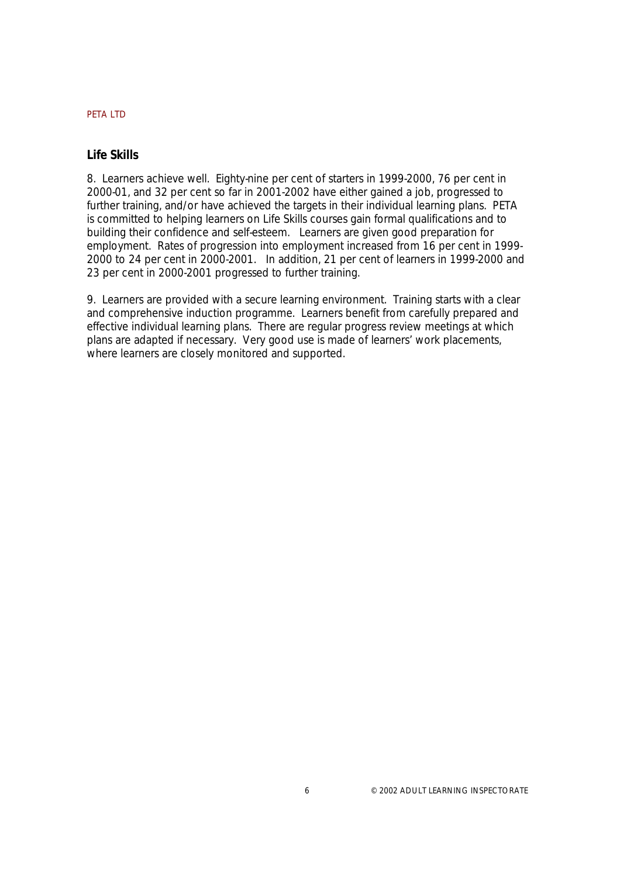## Life Skills

8. Learners achieve well. Eighty-nine per cent of starters in 1999-2000, 76 per cent in 2000-01, and 32 per cent so far in 2001-2002 have either gained a job, progressed to further training, and/or have achieved the targets in their individual learning plans. PETA is committed to helping learners on Life Skills courses gain formal qualifications and to building their confidence and self-esteem. Learners are given good preparation for employment. Rates of progression into employment increased from 16 per cent in 1999-2000 to 24 per cent in 2000-2001. In addition, 21 per cent of learners in 1999-2000 and 23 per cent in 2000-2001 progressed to further training.

9. Learners are provided with a secure learning environment. Training starts with a clear and comprehensive induction programme. Learners benefit from carefully prepared and effective individual learning plans. There are regular progress review meetings at which plans are adapted if necessary. Very good use is made of learners' work placements, where learners are closely monitored and supported.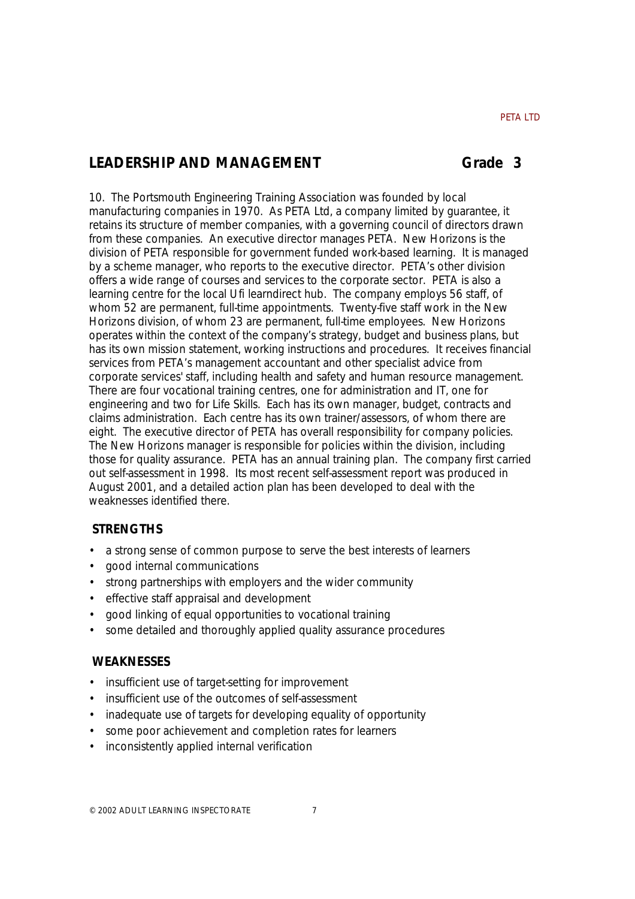## LEADERSHIP AND MANAGEMENT Grade 3

10. The Portsmouth Engineering Training Association was founded by local manufacturing companies in 1970. As PETA Ltd, a company limited by guarantee, it retains its structure of member companies, with a governing council of directors drawn from these companies. An executive director manages PETA. New Horizons is the division of PETA responsible for government funded work-based learning. It is managed by a scheme manager, who reports to the executive director. PETA's other division offers a wide range of courses and services to the corporate sector. PETA is also a learning centre for the local Ufi learndirect hub. The company employs 56 staff, of whom 52 are permanent, full-time appointments. Twenty-five staff work in the New Horizons division, of whom 23 are permanent, full-time employees. New Horizons operates within the context of the company's strategy, budget and business plans, but has its own mission statement, working instructions and procedures. It receives financial services from PETA's management accountant and other specialist advice from corporate services' staff, including health and safety and human resource management. There are four vocational training centres, one for administration and IT, one for engineering and two for Life Skills. Each has its own manager, budget, contracts and claims administration. Each centre has its own trainer/assessors, of whom there are eight. The executive director of PETA has overall responsibility for company policies. The New Horizons manager is responsible for policies within the division, including those for quality assurance. PETA has an annual training plan. The company first carried out self-assessment in 1998. Its most recent self-assessment report was produced in August 2001, and a detailed action plan has been developed to deal with the weaknesses identified there.

### STRENGTHS

- a strong sense of common purpose to serve the best interests of learners
- good internal communications
- strong partnerships with employers and the wider community
- effective staff appraisal and development
- good linking of equal opportunities to vocational training
- some detailed and thoroughly applied quality assurance procedures

### WEAKNESSES

- insufficient use of target-setting for improvement
- insufficient use of the outcomes of self-assessment
- inadequate use of targets for developing equality of opportunity
- some poor achievement and completion rates for learners
- inconsistently applied internal verification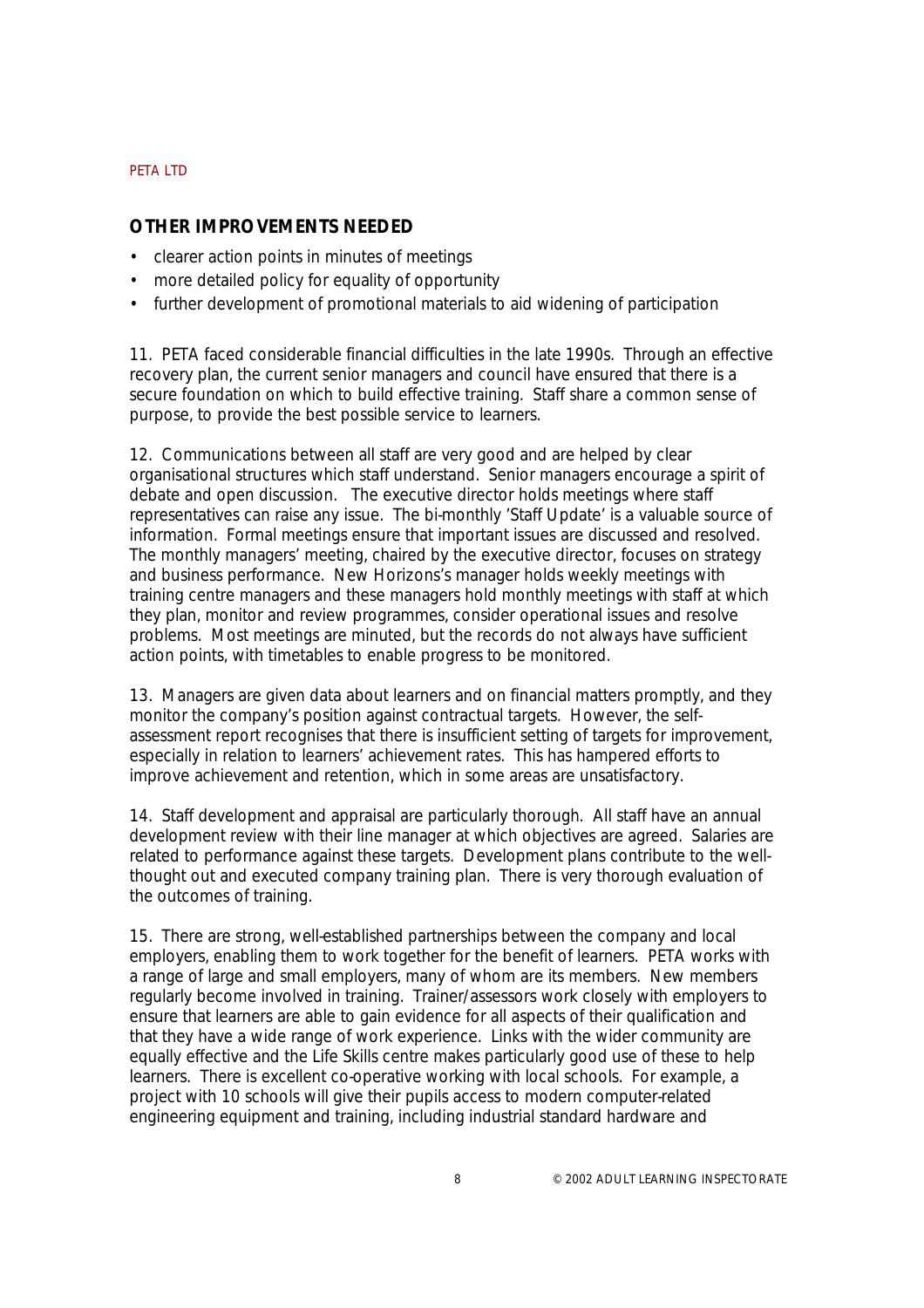### OTHER IMPROVEMENTS NEEDED

- clearer action points in minutes of meetings
- more detailed policy for equality of opportunity
- further development of promotional materials to aid widening of participation

11. PETA faced considerable financial difficulties in the late 1990s. Through an effective recovery plan, the current senior managers and council have ensured that there is a secure foundation on which to build effective training. Staff share a common sense of purpose, to provide the best possible service to learners.

12. Communications between all staff are very good and are helped by clear organisational structures which staff understand. Senior managers encourage a spirit of debate and open discussion. The executive director holds meetings where staff representatives can raise any issue. The bi-monthly 'Staff Update' is a valuable source of information. Formal meetings ensure that important issues are discussed and resolved. The monthly managers' meeting, chaired by the executive director, focuses on strategy and business performance. New Horizons's manager holds weekly meetings with training centre managers and these managers hold monthly meetings with staff at which they plan, monitor and review programmes, consider operational issues and resolve problems. Most meetings are minuted, but the records do not always have sufficient action points, with timetables to enable progress to be monitored.

13. Managers are given data about learners and on financial matters promptly, and they monitor the company's position against contractual targets. However, the self-assessment report recognises that there is insufficient setting of targets for improvement, especially in relation to learners' achievement rates. This has hampered efforts to improve achievement and retention, which in some areas are unsatisfactory.

14. Staff development and appraisal are particularly thorough. All staff have an annual development review with their line manager at which objectives are agreed. Salaries are related to performance against these targets. Development plans contribute to the well-thought out and executed company training plan. There is very thorough evaluation of the outcomes of training.

15. There are strong, well-established partnerships between the company and local employers, enabling them to work together for the benefit of learners. PETA works with a range of large and small employers, many of whom are its members. New members regularly become involved in training. Trainer/assessors work closely with employers to ensure that learners are able to gain evidence for all aspects of their qualification and that they have a wide range of work experience. Links with the wider community are equally effective and the Life Skills centre makes particularly good use of these to help learners. There is excellent co-operative working with local schools. For example, a project with 10 schools will give their pupils access to modern computer-related engineering equipment and training, including industrial standard hardware and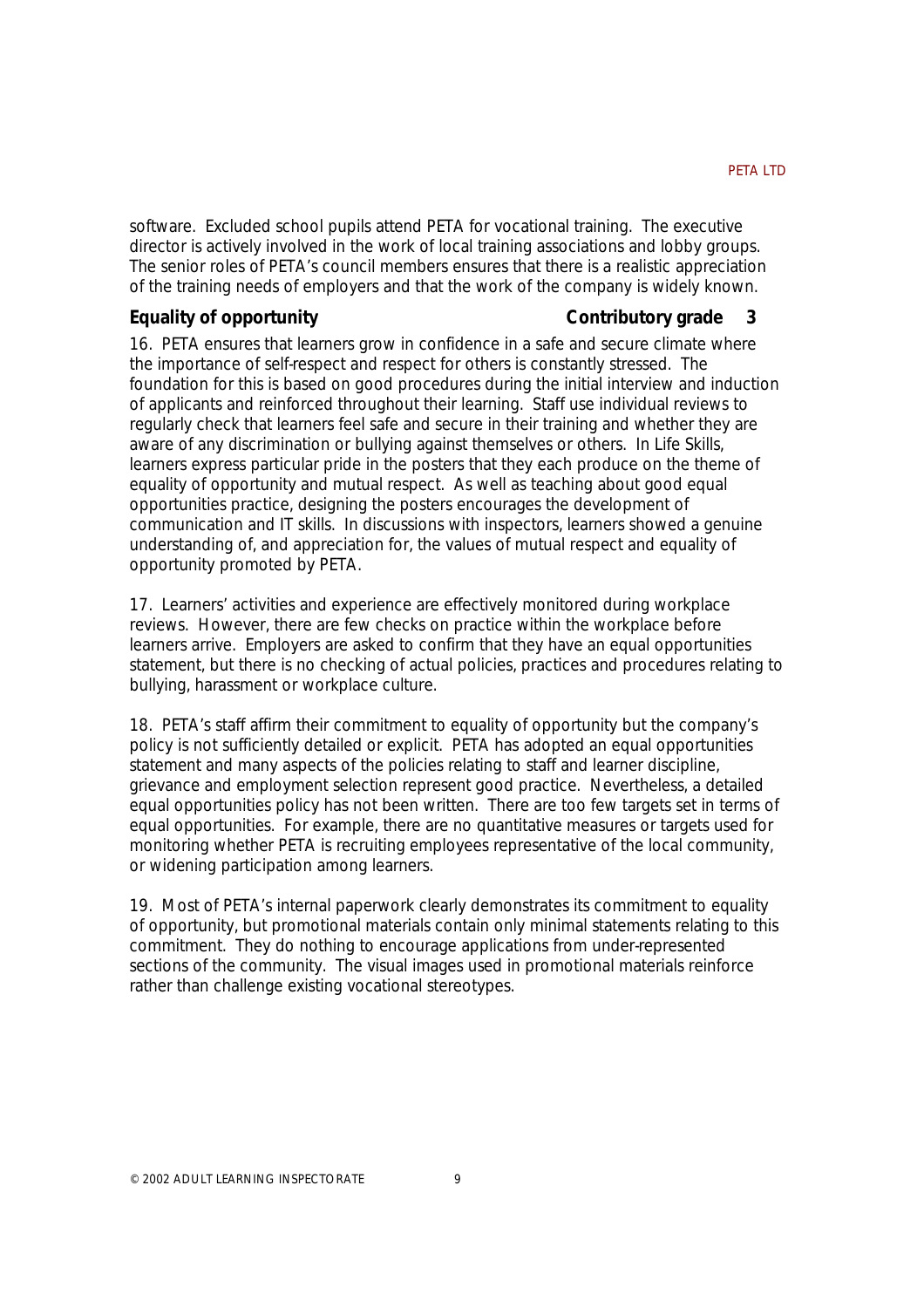software. Excluded school pupils attend PETA for vocational training. The executive director is actively involved in the work of local training associations and lobby groups. The senior roles of PETA's council members ensures that there is a realistic appreciation of the training needs of employers and that the work of the company is widely known.

### Equality of opportunity — Contributory grade 3

16. PETA ensures that learners grow in confidence in a safe and secure climate where the importance of self-respect and respect for others is constantly stressed. The foundation for this is based on good procedures during the initial interview and induction of applicants and reinforced throughout their learning. Staff use individual reviews to regularly check that learners feel safe and secure in their training and whether they are aware of any discrimination or bullying against themselves or others. In Life Skills, learners express particular pride in the posters that they each produce on the theme of equality of opportunity and mutual respect. As well as teaching about good equal opportunities practice, designing the posters encourages the development of communication and IT skills. In discussions with inspectors, learners showed a genuine understanding of, and appreciation for, the values of mutual respect and equality of opportunity promoted by PETA.

17. Learners' activities and experience are effectively monitored during workplace reviews. However, there are few checks on practice within the workplace before learners arrive. Employers are asked to confirm that they have an equal opportunities statement, but there is no checking of actual policies, practices and procedures relating to bullying, harassment or workplace culture.

18. PETA's staff affirm their commitment to equality of opportunity but the company's policy is not sufficiently detailed or explicit. PETA has adopted an equal opportunities statement and many aspects of the policies relating to staff and learner discipline, grievance and employment selection represent good practice. Nevertheless, a detailed equal opportunities policy has not been written. There are too few targets set in terms of equal opportunities. For example, there are no quantitative measures or targets used for monitoring whether PETA is recruiting employees representative of the local community, or widening participation among learners.

19. Most of PETA's internal paperwork clearly demonstrates its commitment to equality of opportunity, but promotional materials contain only minimal statements relating to this commitment. They do nothing to encourage applications from under-represented sections of the community. The visual images used in promotional materials reinforce rather than challenge existing vocational stereotypes.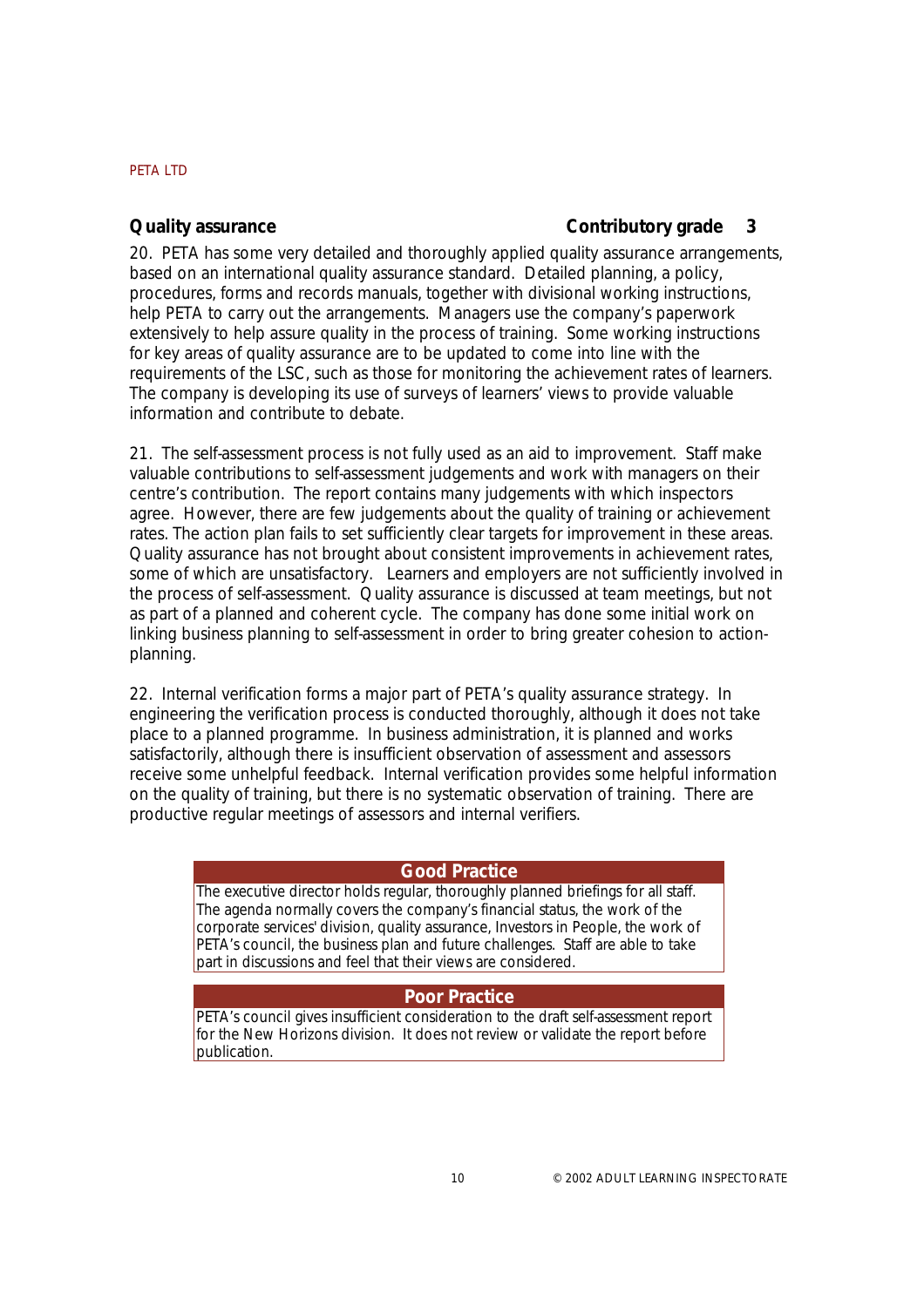**Quality assurance** **Contributory grade 3**

20. PETA has some very detailed and thoroughly applied quality assurance arrangements, based on an international quality assurance standard. Detailed planning, a policy, procedures, forms and records manuals, together with divisional working instructions, help PETA to carry out the arrangements. Managers use the company's paperwork extensively to help assure quality in the process of training. Some working instructions for key areas of quality assurance are to be updated to come into line with the requirements of the LSC, such as those for monitoring the achievement rates of learners. The company is developing its use of surveys of learners' views to provide valuable information and contribute to debate.

21. The self-assessment process is not fully used as an aid to improvement. Staff make valuable contributions to self-assessment judgements and work with managers on their centre's contribution. The report contains many judgements with which inspectors agree. However, there are few judgements about the quality of training or achievement rates. The action plan fails to set sufficiently clear targets for improvement in these areas. Quality assurance has not brought about consistent improvements in achievement rates, some of which are unsatisfactory. Learners and employers are not sufficiently involved in the process of self-assessment. Quality assurance is discussed at team meetings, but not as part of a planned and coherent cycle. The company has done some initial work on linking business planning to self-assessment in order to bring greater cohesion to action-planning.

22. Internal verification forms a major part of PETA's quality assurance strategy. In engineering the verification process is conducted thoroughly, although it does not take place to a planned programme. In business administration, it is planned and works satisfactorily, although there is insufficient observation of assessment and assessors receive some unhelpful feedback. Internal verification provides some helpful information on the quality of training, but there is no systematic observation of training. There are productive regular meetings of assessors and internal verifiers.

**Good Practice**

The executive director holds regular, thoroughly planned briefings for all staff. The agenda normally covers the company's financial status, the work of the corporate services' division, quality assurance, Investors in People, the work of PETA's council, the business plan and future challenges. Staff are able to take part in discussions and feel that their views are considered.

**Poor Practice**

PETA's council gives insufficient consideration to the draft self-assessment report for the New Horizons division. It does not review or validate the report before publication.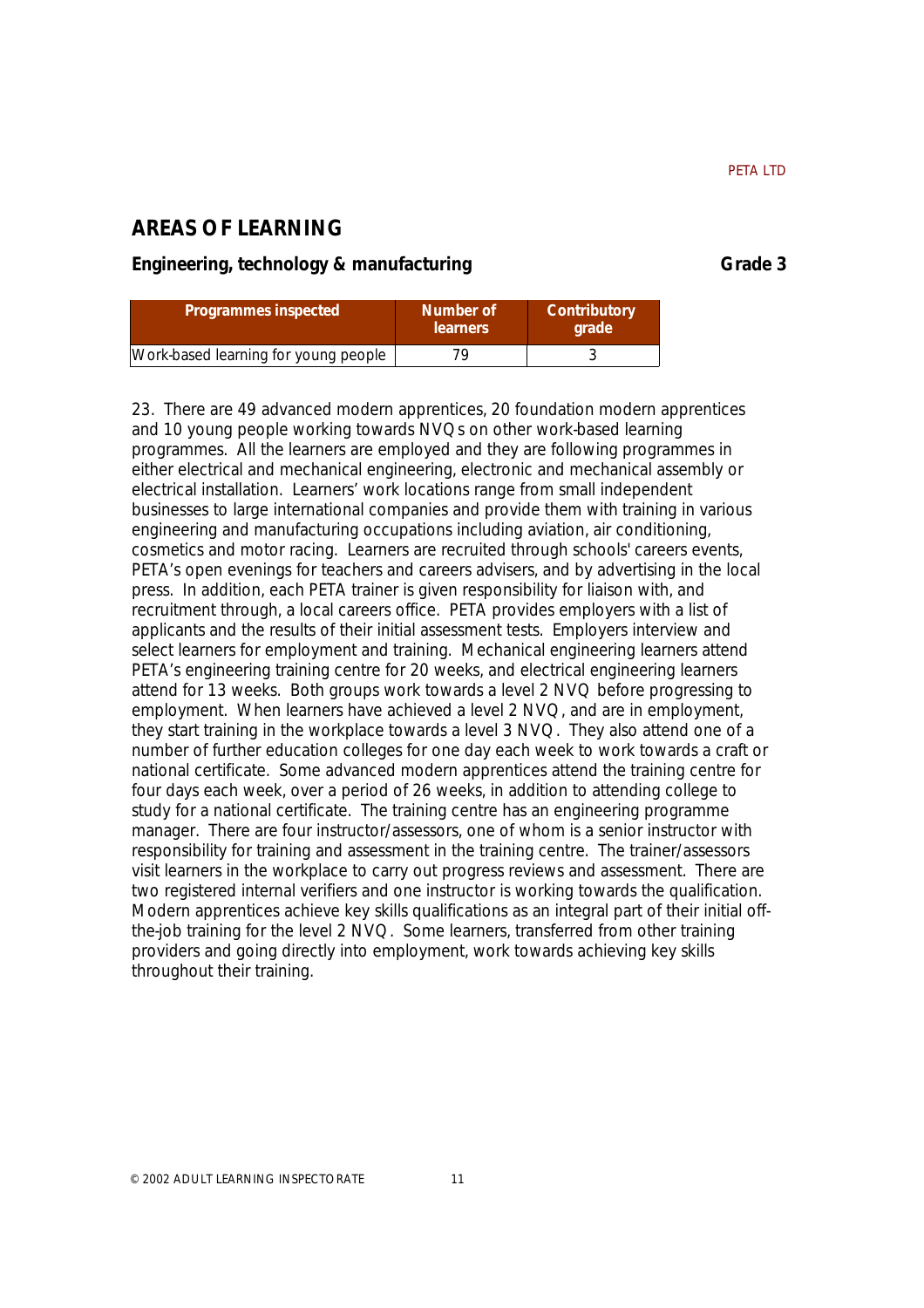## AREAS OF LEARNING

### Engineering, technology & manufacturing **Grade 3**

| Programmes inspected | Number of learners | Contributory grade |
|---|---|---|
| Work-based learning for young people | 79 | 3 |

23. There are 49 advanced modern apprentices, 20 foundation modern apprentices and 10 young people working towards NVQs on other work-based learning programmes. All the learners are employed and they are following programmes in either electrical and mechanical engineering, electronic and mechanical assembly or electrical installation. Learners' work locations range from small independent businesses to large international companies and provide them with training in various engineering and manufacturing occupations including aviation, air conditioning, cosmetics and motor racing. Learners are recruited through schools' careers events, PETA's open evenings for teachers and careers advisers, and by advertising in the local press. In addition, each PETA trainer is given responsibility for liaison with, and recruitment through, a local careers office. PETA provides employers with a list of applicants and the results of their initial assessment tests. Employers interview and select learners for employment and training. Mechanical engineering learners attend PETA's engineering training centre for 20 weeks, and electrical engineering learners attend for 13 weeks. Both groups work towards a level 2 NVQ before progressing to employment. When learners have achieved a level 2 NVQ, and are in employment, they start training in the workplace towards a level 3 NVQ. They also attend one of a number of further education colleges for one day each week to work towards a craft or national certificate. Some advanced modern apprentices attend the training centre for four days each week, over a period of 26 weeks, in addition to attending college to study for a national certificate. The training centre has an engineering programme manager. There are four instructor/assessors, one of whom is a senior instructor with responsibility for training and assessment in the training centre. The trainer/assessors visit learners in the workplace to carry out progress reviews and assessment. There are two registered internal verifiers and one instructor is working towards the qualification. Modern apprentices achieve key skills qualifications as an integral part of their initial off-the-job training for the level 2 NVQ. Some learners, transferred from other training providers and going directly into employment, work towards achieving key skills throughout their training.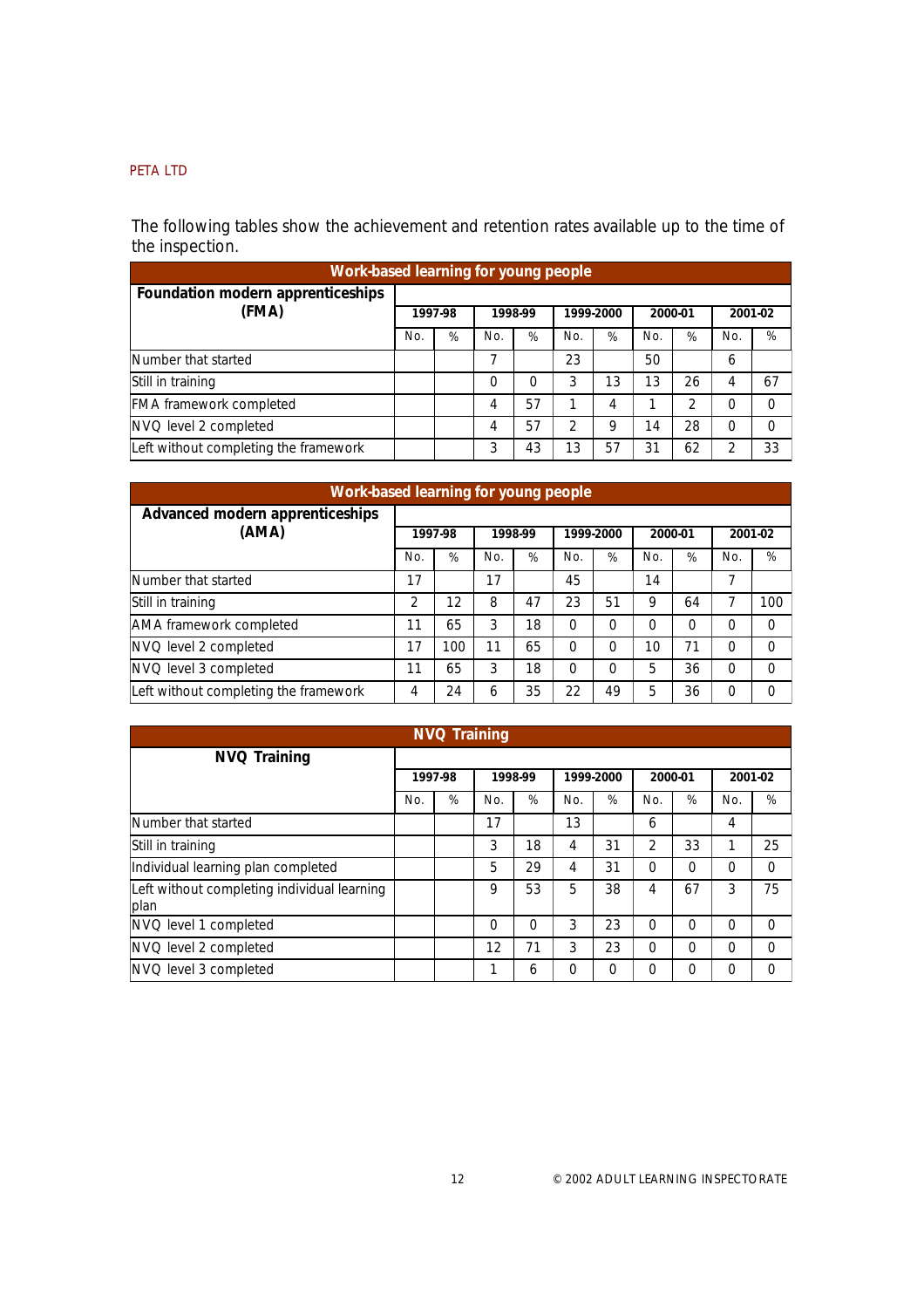The following tables show the achievement and retention rates available up to the time of the inspection.

| Work-based learning for young people | | | | | | | | | | |
|---|---|---|---|---|---|---|---|---|---|---|
| **Foundation modern apprenticeships (FMA)** | 1997-98 | | 1998-99 | | 1999-2000 | | 2000-01 | | 2001-02 | |
| | No. | % | No. | % | No. | % | No. | % | No. | % |
| Number that started | | | 7 | | 23 | | 50 | | 6 | |
| Still in training | | | 0 | 0 | 3 | 13 | 13 | 26 | 4 | 67 |
| FMA framework completed | | | 4 | 57 | 1 | 4 | 1 | 2 | 0 | 0 |
| NVQ level 2 completed | | | 4 | 57 | 2 | 9 | 14 | 28 | 0 | 0 |
| Left without completing the framework | | | 3 | 43 | 13 | 57 | 31 | 62 | 2 | 33 |

| Work-based learning for young people | | | | | | | | | | |
|---|---|---|---|---|---|---|---|---|---|---|
| **Advanced modern apprenticeships (AMA)** | 1997-98 | | 1998-99 | | 1999-2000 | | 2000-01 | | 2001-02 | |
| | No. | % | No. | % | No. | % | No. | % | No. | % |
| Number that started | 17 | | 17 | | 45 | | 14 | | 7 | |
| Still in training | 2 | 12 | 8 | 47 | 23 | 51 | 9 | 64 | 7 | 100 |
| AMA framework completed | 11 | 65 | 3 | 18 | 0 | 0 | 0 | 0 | 0 | 0 |
| NVQ level 2 completed | 17 | 100 | 11 | 65 | 0 | 0 | 10 | 71 | 0 | 0 |
| NVQ level 3 completed | 11 | 65 | 3 | 18 | 0 | 0 | 5 | 36 | 0 | 0 |
| Left without completing the framework | 4 | 24 | 6 | 35 | 22 | 49 | 5 | 36 | 0 | 0 |

| NVQ Training | | | | | | | | | | |
|---|---|---|---|---|---|---|---|---|---|---|
| **NVQ Training** | 1997-98 | | 1998-99 | | 1999-2000 | | 2000-01 | | 2001-02 | |
| | No. | % | No. | % | No. | % | No. | % | No. | % |
| Number that started | | | 17 | | 13 | | 6 | | 4 | |
| Still in training | | | 3 | 18 | 4 | 31 | 2 | 33 | 1 | 25 |
| Individual learning plan completed | | | 5 | 29 | 4 | 31 | 0 | 0 | 0 | 0 |
| Left without completing individual learning plan | | | 9 | 53 | 5 | 38 | 4 | 67 | 3 | 75 |
| NVQ level 1 completed | | | 0 | 0 | 3 | 23 | 0 | 0 | 0 | 0 |
| NVQ level 2 completed | | | 12 | 71 | 3 | 23 | 0 | 0 | 0 | 0 |
| NVQ level 3 completed | | | 1 | 6 | 0 | 0 | 0 | 0 | 0 | 0 |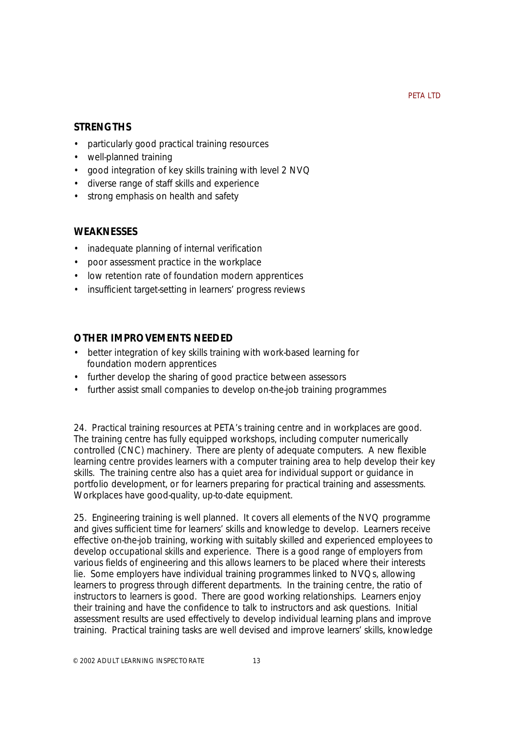### STRENGTHS

- particularly good practical training resources
- well-planned training
- good integration of key skills training with level 2 NVQ
- diverse range of staff skills and experience
- strong emphasis on health and safety

### WEAKNESSES

- inadequate planning of internal verification
- poor assessment practice in the workplace
- low retention rate of foundation modern apprentices
- insufficient target-setting in learners' progress reviews

### OTHER IMPROVEMENTS NEEDED

- better integration of key skills training with work-based learning for foundation modern apprentices
- further develop the sharing of good practice between assessors
- further assist small companies to develop on-the-job training programmes

24. Practical training resources at PETA's training centre and in workplaces are good. The training centre has fully equipped workshops, including computer numerically controlled (CNC) machinery. There are plenty of adequate computers. A new flexible learning centre provides learners with a computer training area to help develop their key skills. The training centre also has a quiet area for individual support or guidance in portfolio development, or for learners preparing for practical training and assessments. Workplaces have good-quality, up-to-date equipment.

25. Engineering training is well planned. It covers all elements of the NVQ programme and gives sufficient time for learners' skills and knowledge to develop. Learners receive effective on-the-job training, working with suitably skilled and experienced employees to develop occupational skills and experience. There is a good range of employers from various fields of engineering and this allows learners to be placed where their interests lie. Some employers have individual training programmes linked to NVQs, allowing learners to progress through different departments. In the training centre, the ratio of instructors to learners is good. There are good working relationships. Learners enjoy their training and have the confidence to talk to instructors and ask questions. Initial assessment results are used effectively to develop individual learning plans and improve training. Practical training tasks are well devised and improve learners' skills, knowledge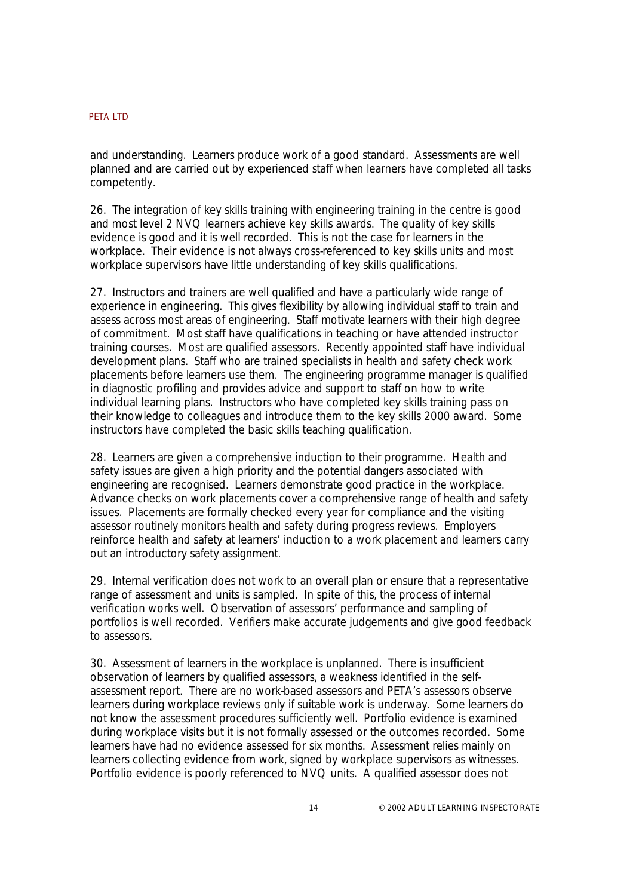and understanding. Learners produce work of a good standard. Assessments are well planned and are carried out by experienced staff when learners have completed all tasks competently.

26. The integration of key skills training with engineering training in the centre is good and most level 2 NVQ learners achieve key skills awards. The quality of key skills evidence is good and it is well recorded. This is not the case for learners in the workplace. Their evidence is not always cross-referenced to key skills units and most workplace supervisors have little understanding of key skills qualifications.

27. Instructors and trainers are well qualified and have a particularly wide range of experience in engineering. This gives flexibility by allowing individual staff to train and assess across most areas of engineering. Staff motivate learners with their high degree of commitment. Most staff have qualifications in teaching or have attended instructor training courses. Most are qualified assessors. Recently appointed staff have individual development plans. Staff who are trained specialists in health and safety check work placements before learners use them. The engineering programme manager is qualified in diagnostic profiling and provides advice and support to staff on how to write individual learning plans. Instructors who have completed key skills training pass on their knowledge to colleagues and introduce them to the key skills 2000 award. Some instructors have completed the basic skills teaching qualification.

28. Learners are given a comprehensive induction to their programme. Health and safety issues are given a high priority and the potential dangers associated with engineering are recognised. Learners demonstrate good practice in the workplace. Advance checks on work placements cover a comprehensive range of health and safety issues. Placements are formally checked every year for compliance and the visiting assessor routinely monitors health and safety during progress reviews. Employers reinforce health and safety at learners' induction to a work placement and learners carry out an introductory safety assignment.

29. Internal verification does not work to an overall plan or ensure that a representative range of assessment and units is sampled. In spite of this, the process of internal verification works well. Observation of assessors' performance and sampling of portfolios is well recorded. Verifiers make accurate judgements and give good feedback to assessors.

30. Assessment of learners in the workplace is unplanned. There is insufficient observation of learners by qualified assessors, a weakness identified in the self-assessment report. There are no work-based assessors and PETA's assessors observe learners during workplace reviews only if suitable work is underway. Some learners do not know the assessment procedures sufficiently well. Portfolio evidence is examined during workplace visits but it is not formally assessed or the outcomes recorded. Some learners have had no evidence assessed for six months. Assessment relies mainly on learners collecting evidence from work, signed by workplace supervisors as witnesses. Portfolio evidence is poorly referenced to NVQ units. A qualified assessor does not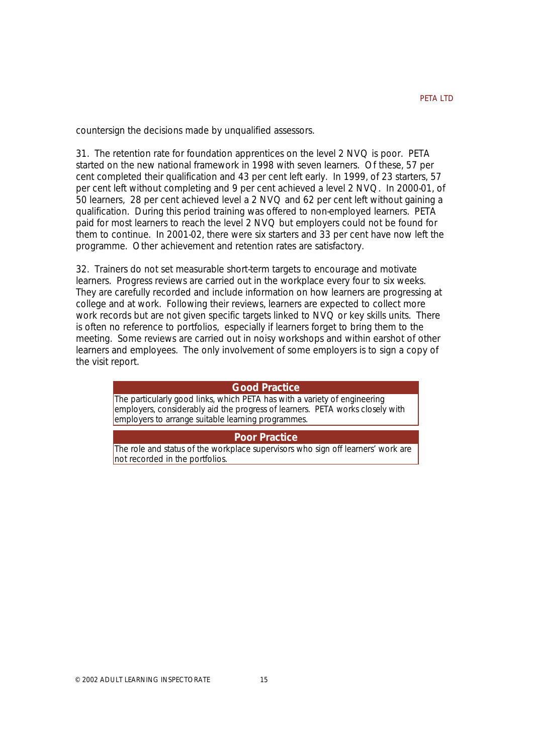countersign the decisions made by unqualified assessors.

31. The retention rate for foundation apprentices on the level 2 NVQ is poor. PETA started on the new national framework in 1998 with seven learners. Of these, 57 per cent completed their qualification and 43 per cent left early. In 1999, of 23 starters, 57 per cent left without completing and 9 per cent achieved a level 2 NVQ. In 2000-01, of 50 learners, 28 per cent achieved level a 2 NVQ and 62 per cent left without gaining a qualification. During this period training was offered to non-employed learners. PETA paid for most learners to reach the level 2 NVQ but employers could not be found for them to continue. In 2001-02, there were six starters and 33 per cent have now left the programme. Other achievement and retention rates are satisfactory.

32. Trainers do not set measurable short-term targets to encourage and motivate learners. Progress reviews are carried out in the workplace every four to six weeks. They are carefully recorded and include information on how learners are progressing at college and at work. Following their reviews, learners are expected to collect more work records but are not given specific targets linked to NVQ or key skills units. There is often no reference to portfolios, especially if learners forget to bring them to the meeting. Some reviews are carried out in noisy workshops and within earshot of other learners and employees. The only involvement of some employers is to sign a copy of the visit report.

| **Good Practice** |
|---|
| The particularly good links, which PETA has with a variety of engineering employers, considerably aid the progress of learners. PETA works closely with employers to arrange suitable learning programmes. |

| **Poor Practice** |
|---|
| The role and status of the workplace supervisors who sign off learners' work are not recorded in the portfolios. |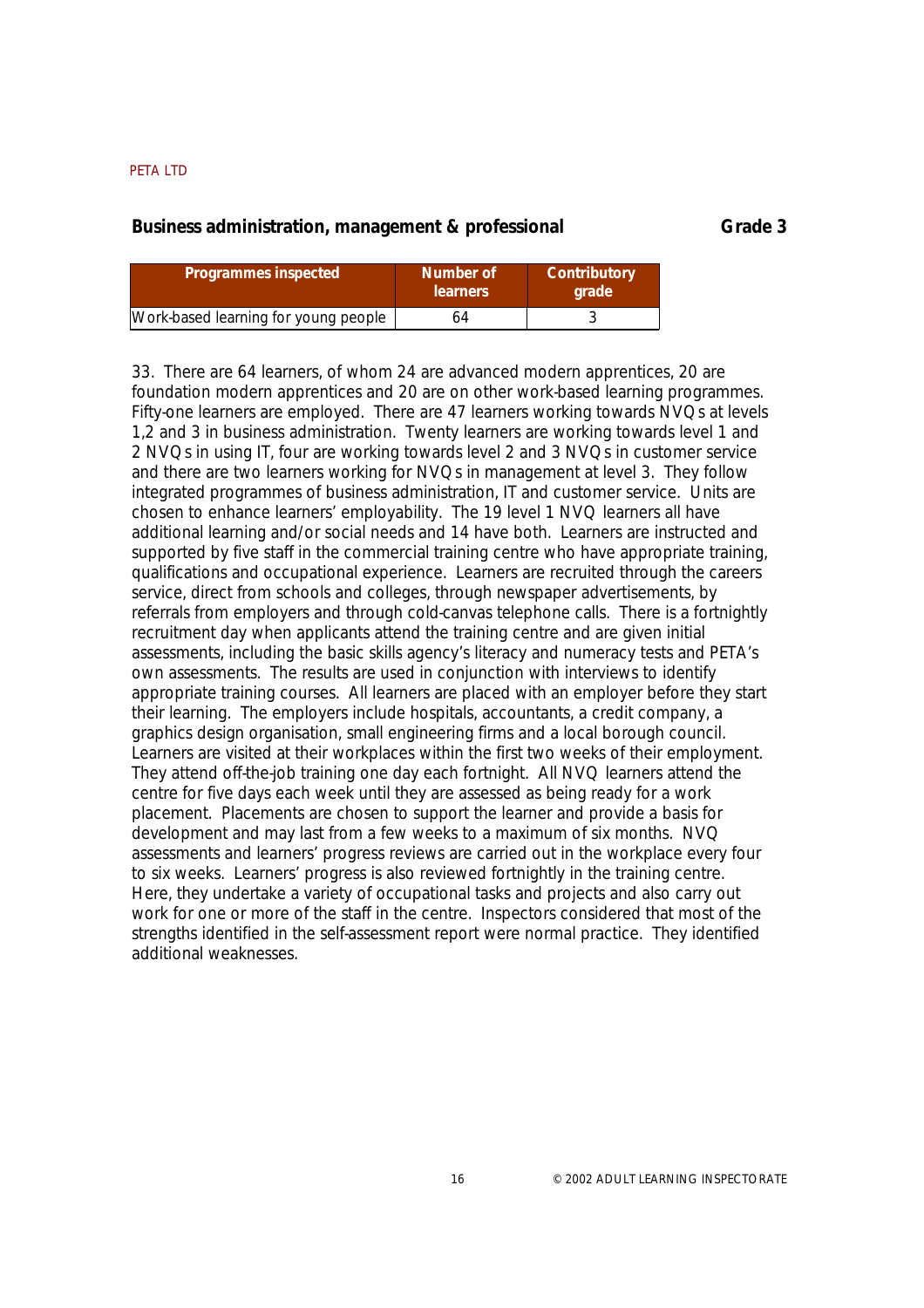## Business administration, management & professional — Grade 3

| Programmes inspected | Number of learners | Contributory grade |
|---|---|---|
| Work-based learning for young people | 64 | 3 |

33. There are 64 learners, of whom 24 are advanced modern apprentices, 20 are foundation modern apprentices and 20 are on other work-based learning programmes. Fifty-one learners are employed. There are 47 learners working towards NVQs at levels 1,2 and 3 in business administration. Twenty learners are working towards level 1 and 2 NVQs in using IT, four are working towards level 2 and 3 NVQs in customer service and there are two learners working for NVQs in management at level 3. They follow integrated programmes of business administration, IT and customer service. Units are chosen to enhance learners' employability. The 19 level 1 NVQ learners all have additional learning and/or social needs and 14 have both. Learners are instructed and supported by five staff in the commercial training centre who have appropriate training, qualifications and occupational experience. Learners are recruited through the careers service, direct from schools and colleges, through newspaper advertisements, by referrals from employers and through cold-canvas telephone calls. There is a fortnightly recruitment day when applicants attend the training centre and are given initial assessments, including the basic skills agency's literacy and numeracy tests and PETA's own assessments. The results are used in conjunction with interviews to identify appropriate training courses. All learners are placed with an employer before they start their learning. The employers include hospitals, accountants, a credit company, a graphics design organisation, small engineering firms and a local borough council. Learners are visited at their workplaces within the first two weeks of their employment. They attend off-the-job training one day each fortnight. All NVQ learners attend the centre for five days each week until they are assessed as being ready for a work placement. Placements are chosen to support the learner and provide a basis for development and may last from a few weeks to a maximum of six months. NVQ assessments and learners' progress reviews are carried out in the workplace every four to six weeks. Learners' progress is also reviewed fortnightly in the training centre. Here, they undertake a variety of occupational tasks and projects and also carry out work for one or more of the staff in the centre. Inspectors considered that most of the strengths identified in the self-assessment report were normal practice. They identified additional weaknesses.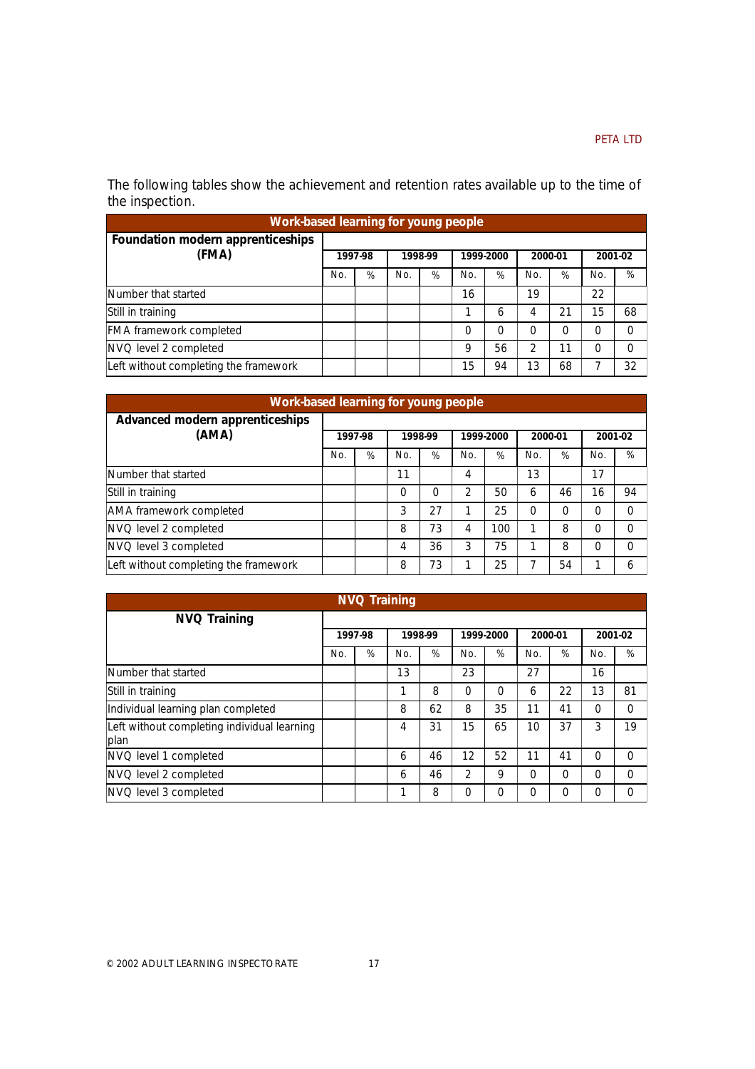The following tables show the achievement and retention rates available up to the time of the inspection.

| Work-based learning for young people | | | | | | | | | | |
|---|---|---|---|---|---|---|---|---|---|---|
| **Foundation modern apprenticeships (FMA)** | **1997-98** | | **1998-99** | | **1999-2000** | | **2000-01** | | **2001-02** | |
| | No. | % | No. | % | No. | % | No. | % | No. | % |
| Number that started | | | | | 16 | | 19 | | 22 | |
| Still in training | | | | | 1 | 6 | 4 | 21 | 15 | 68 |
| FMA framework completed | | | | | 0 | 0 | 0 | 0 | 0 | 0 |
| NVQ level 2 completed | | | | | 9 | 56 | 2 | 11 | 0 | 0 |
| Left without completing the framework | | | | | 15 | 94 | 13 | 68 | 7 | 32 |

| Work-based learning for young people | | | | | | | | | | |
|---|---|---|---|---|---|---|---|---|---|---|
| **Advanced modern apprenticeships (AMA)** | **1997-98** | | **1998-99** | | **1999-2000** | | **2000-01** | | **2001-02** | |
| | No. | % | No. | % | No. | % | No. | % | No. | % |
| Number that started | | | 11 | | 4 | | 13 | | 17 | |
| Still in training | | | 0 | 0 | 2 | 50 | 6 | 46 | 16 | 94 |
| AMA framework completed | | | 3 | 27 | 1 | 25 | 0 | 0 | 0 | 0 |
| NVQ level 2 completed | | | 8 | 73 | 4 | 100 | 1 | 8 | 0 | 0 |
| NVQ level 3 completed | | | 4 | 36 | 3 | 75 | 1 | 8 | 0 | 0 |
| Left without completing the framework | | | 8 | 73 | 1 | 25 | 7 | 54 | 1 | 6 |

| NVQ Training | | | | | | | | | | |
|---|---|---|---|---|---|---|---|---|---|---|
| **NVQ Training** | **1997-98** | | **1998-99** | | **1999-2000** | | **2000-01** | | **2001-02** | |
| | No. | % | No. | % | No. | % | No. | % | No. | % |
| Number that started | | | 13 | | 23 | | 27 | | 16 | |
| Still in training | | | 1 | 8 | 0 | 0 | 6 | 22 | 13 | 81 |
| Individual learning plan completed | | | 8 | 62 | 8 | 35 | 11 | 41 | 0 | 0 |
| Left without completing individual learning plan | | | 4 | 31 | 15 | 65 | 10 | 37 | 3 | 19 |
| NVQ level 1 completed | | | 6 | 46 | 12 | 52 | 11 | 41 | 0 | 0 |
| NVQ level 2 completed | | | 6 | 46 | 2 | 9 | 0 | 0 | 0 | 0 |
| NVQ level 3 completed | | | 1 | 8 | 0 | 0 | 0 | 0 | 0 | 0 |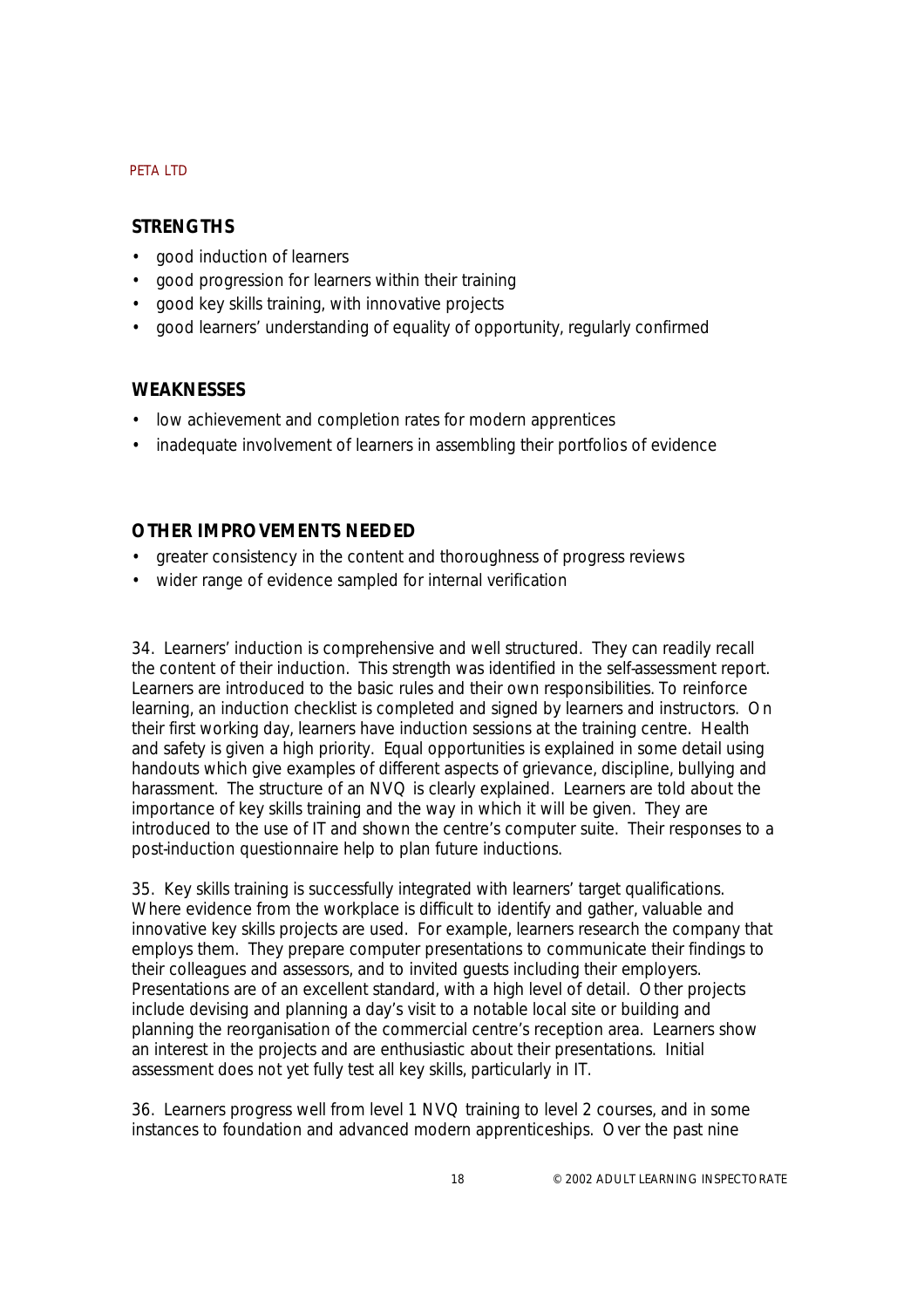### STRENGTHS

- good induction of learners
- good progression for learners within their training
- good key skills training, with innovative projects
- good learners' understanding of equality of opportunity, regularly confirmed

### WEAKNESSES

- low achievement and completion rates for modern apprentices
- inadequate involvement of learners in assembling their portfolios of evidence

### OTHER IMPROVEMENTS NEEDED

- greater consistency in the content and thoroughness of progress reviews
- wider range of evidence sampled for internal verification

34. Learners' induction is comprehensive and well structured. They can readily recall the content of their induction. This strength was identified in the self-assessment report. Learners are introduced to the basic rules and their own responsibilities. To reinforce learning, an induction checklist is completed and signed by learners and instructors. On their first working day, learners have induction sessions at the training centre. Health and safety is given a high priority. Equal opportunities is explained in some detail using handouts which give examples of different aspects of grievance, discipline, bullying and harassment. The structure of an NVQ is clearly explained. Learners are told about the importance of key skills training and the way in which it will be given. They are introduced to the use of IT and shown the centre's computer suite. Their responses to a post-induction questionnaire help to plan future inductions.

35. Key skills training is successfully integrated with learners' target qualifications. Where evidence from the workplace is difficult to identify and gather, valuable and innovative key skills projects are used. For example, learners research the company that employs them. They prepare computer presentations to communicate their findings to their colleagues and assessors, and to invited guests including their employers. Presentations are of an excellent standard, with a high level of detail. Other projects include devising and planning a day's visit to a notable local site or building and planning the reorganisation of the commercial centre's reception area. Learners show an interest in the projects and are enthusiastic about their presentations. Initial assessment does not yet fully test all key skills, particularly in IT.

36. Learners progress well from level 1 NVQ training to level 2 courses, and in some instances to foundation and advanced modern apprenticeships. Over the past nine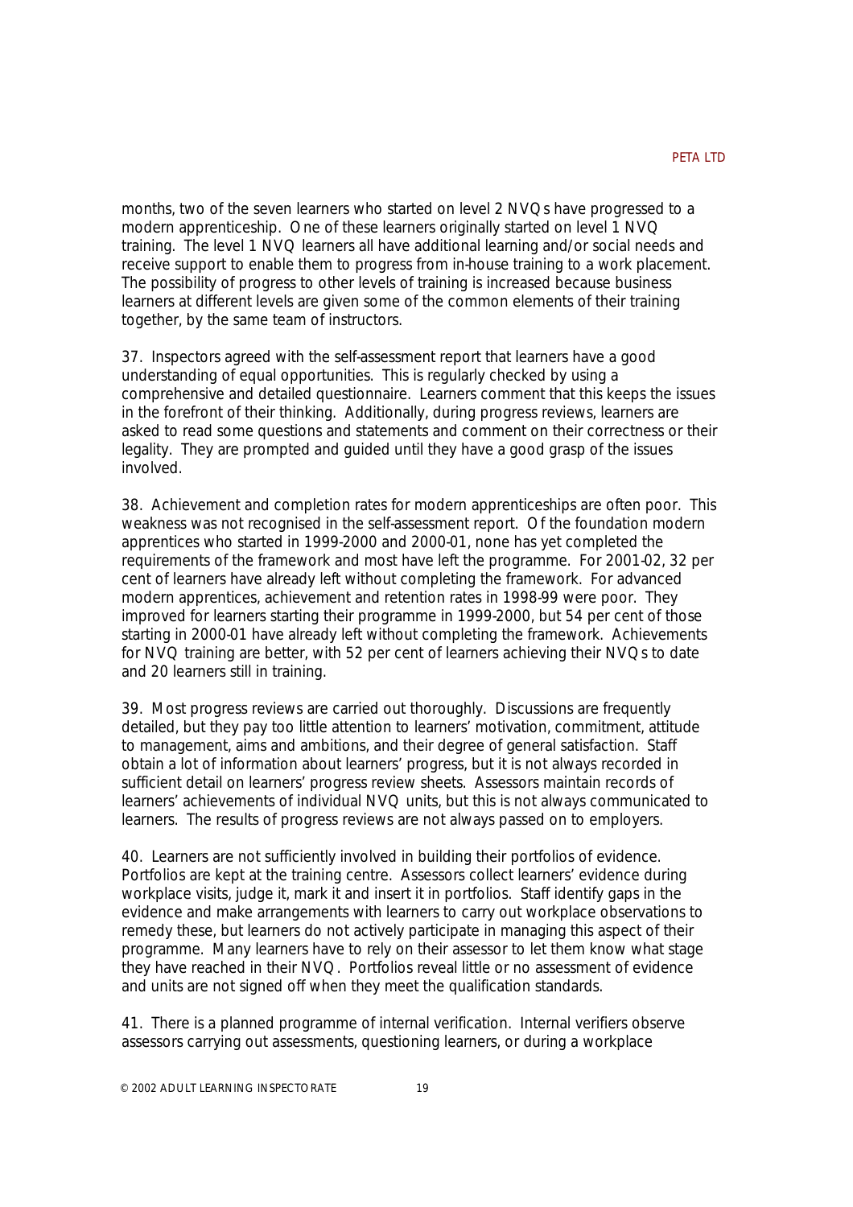months, two of the seven learners who started on level 2 NVQs have progressed to a modern apprenticeship. One of these learners originally started on level 1 NVQ training. The level 1 NVQ learners all have additional learning and/or social needs and receive support to enable them to progress from in-house training to a work placement. The possibility of progress to other levels of training is increased because business learners at different levels are given some of the common elements of their training together, by the same team of instructors.

37. Inspectors agreed with the self-assessment report that learners have a good understanding of equal opportunities. This is regularly checked by using a comprehensive and detailed questionnaire. Learners comment that this keeps the issues in the forefront of their thinking. Additionally, during progress reviews, learners are asked to read some questions and statements and comment on their correctness or their legality. They are prompted and guided until they have a good grasp of the issues involved.

38. Achievement and completion rates for modern apprenticeships are often poor. This weakness was not recognised in the self-assessment report. Of the foundation modern apprentices who started in 1999-2000 and 2000-01, none has yet completed the requirements of the framework and most have left the programme. For 2001-02, 32 per cent of learners have already left without completing the framework. For advanced modern apprentices, achievement and retention rates in 1998-99 were poor. They improved for learners starting their programme in 1999-2000, but 54 per cent of those starting in 2000-01 have already left without completing the framework. Achievements for NVQ training are better, with 52 per cent of learners achieving their NVQs to date and 20 learners still in training.

39. Most progress reviews are carried out thoroughly. Discussions are frequently detailed, but they pay too little attention to learners' motivation, commitment, attitude to management, aims and ambitions, and their degree of general satisfaction. Staff obtain a lot of information about learners' progress, but it is not always recorded in sufficient detail on learners' progress review sheets. Assessors maintain records of learners' achievements of individual NVQ units, but this is not always communicated to learners. The results of progress reviews are not always passed on to employers.

40. Learners are not sufficiently involved in building their portfolios of evidence. Portfolios are kept at the training centre. Assessors collect learners' evidence during workplace visits, judge it, mark it and insert it in portfolios. Staff identify gaps in the evidence and make arrangements with learners to carry out workplace observations to remedy these, but learners do not actively participate in managing this aspect of their programme. Many learners have to rely on their assessor to let them know what stage they have reached in their NVQ. Portfolios reveal little or no assessment of evidence and units are not signed off when they meet the qualification standards.

41. There is a planned programme of internal verification. Internal verifiers observe assessors carrying out assessments, questioning learners, or during a workplace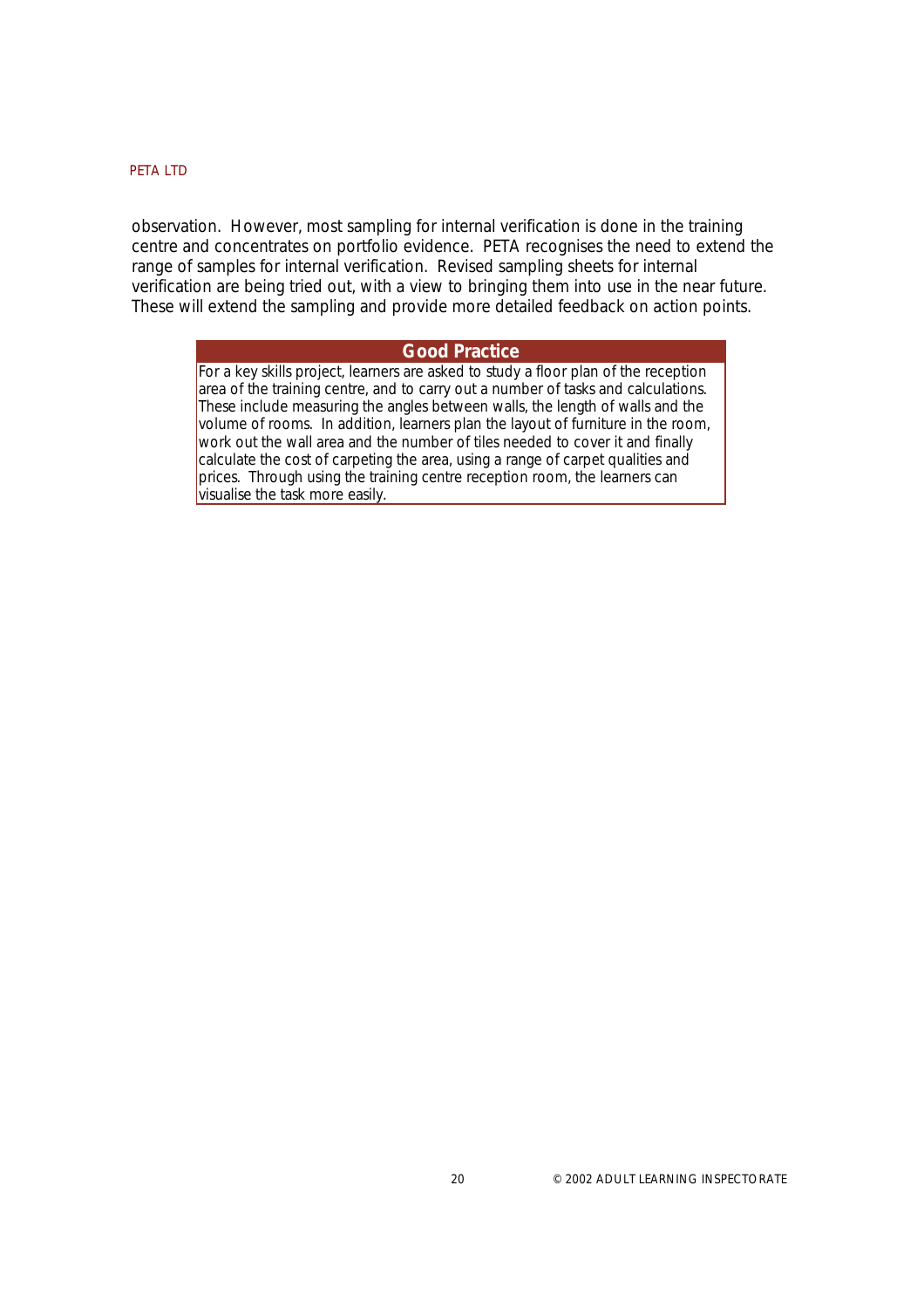observation. However, most sampling for internal verification is done in the training centre and concentrates on portfolio evidence. PETA recognises the need to extend the range of samples for internal verification. Revised sampling sheets for internal verification are being tried out, with a view to bringing them into use in the near future. These will extend the sampling and provide more detailed feedback on action points.

**Good Practice**

For a key skills project, learners are asked to study a floor plan of the reception area of the training centre, and to carry out a number of tasks and calculations. These include measuring the angles between walls, the length of walls and the volume of rooms. In addition, learners plan the layout of furniture in the room, work out the wall area and the number of tiles needed to cover it and finally calculate the cost of carpeting the area, using a range of carpet qualities and prices. Through using the training centre reception room, the learners can visualise the task more easily.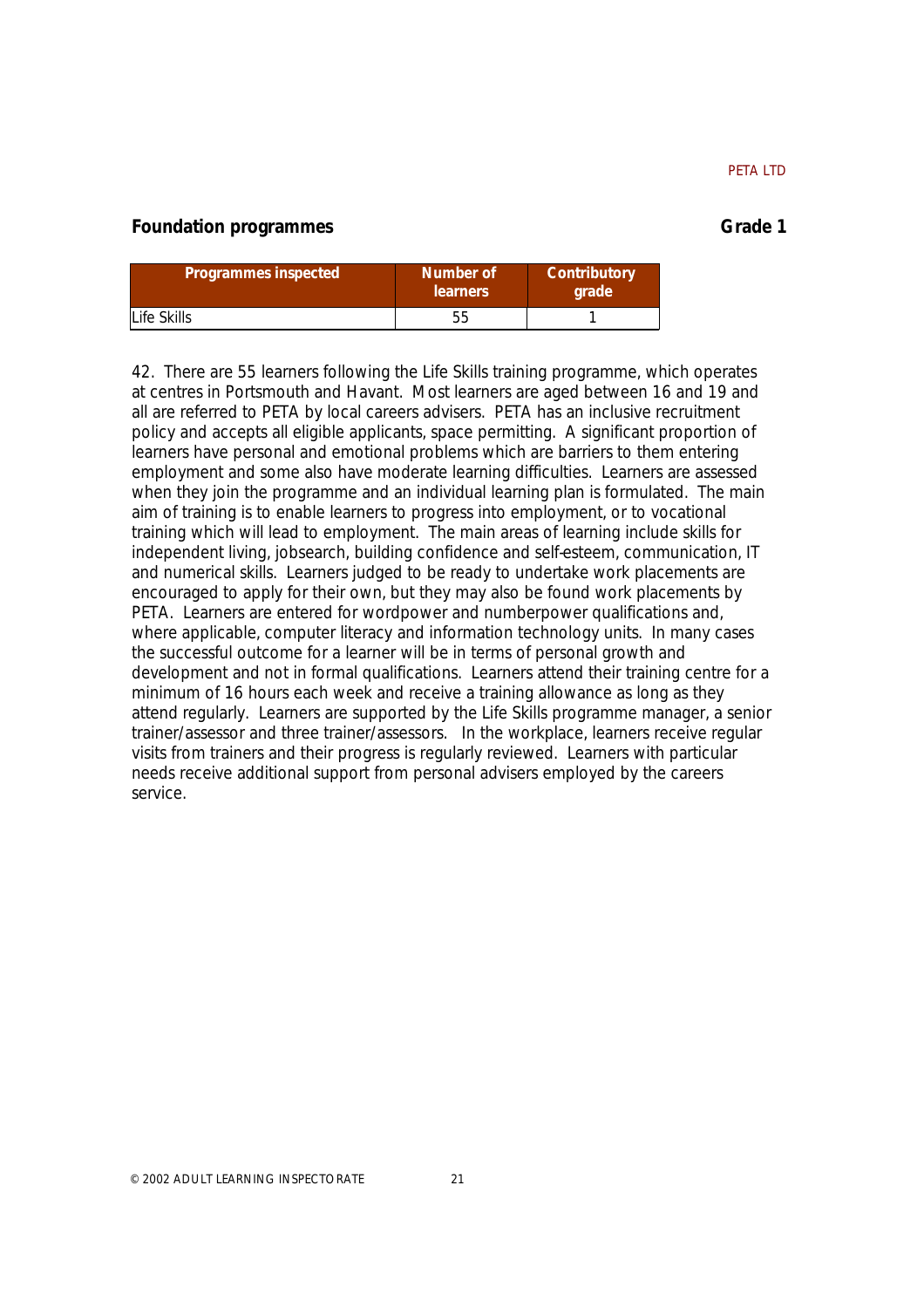## Foundation programmes **Grade 1**

| Programmes inspected | Number of learners | Contributory grade |
|---|---|---|
| Life Skills | 55 | 1 |

42. There are 55 learners following the Life Skills training programme, which operates at centres in Portsmouth and Havant. Most learners are aged between 16 and 19 and all are referred to PETA by local careers advisers. PETA has an inclusive recruitment policy and accepts all eligible applicants, space permitting. A significant proportion of learners have personal and emotional problems which are barriers to them entering employment and some also have moderate learning difficulties. Learners are assessed when they join the programme and an individual learning plan is formulated. The main aim of training is to enable learners to progress into employment, or to vocational training which will lead to employment. The main areas of learning include skills for independent living, jobsearch, building confidence and self-esteem, communication, IT and numerical skills. Learners judged to be ready to undertake work placements are encouraged to apply for their own, but they may also be found work placements by PETA. Learners are entered for wordpower and numberpower qualifications and, where applicable, computer literacy and information technology units. In many cases the successful outcome for a learner will be in terms of personal growth and development and not in formal qualifications. Learners attend their training centre for a minimum of 16 hours each week and receive a training allowance as long as they attend regularly. Learners are supported by the Life Skills programme manager, a senior trainer/assessor and three trainer/assessors. In the workplace, learners receive regular visits from trainers and their progress is regularly reviewed. Learners with particular needs receive additional support from personal advisers employed by the careers service.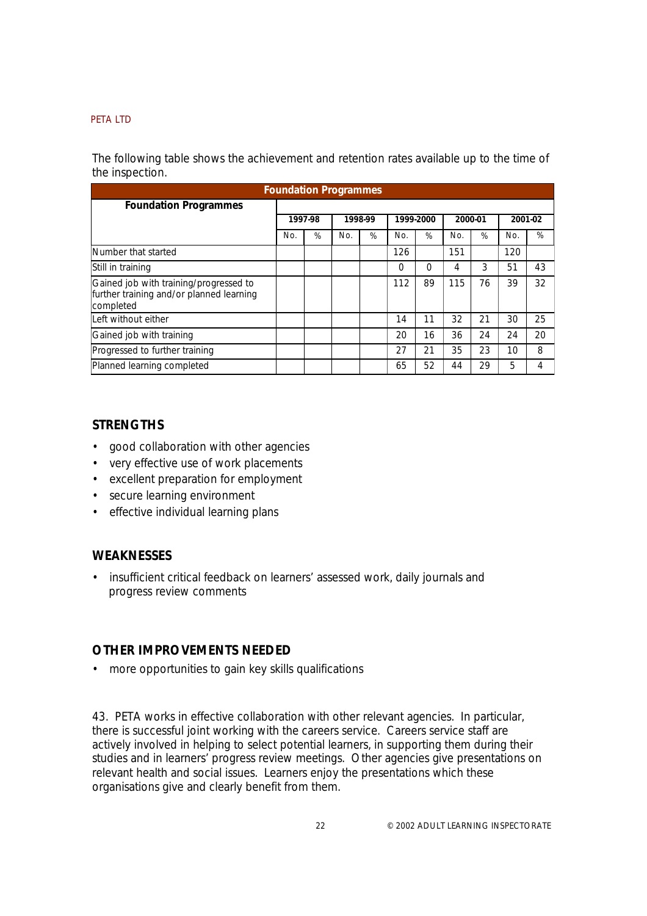The following table shows the achievement and retention rates available up to the time of the inspection.

| Foundation Programmes | | | | | | | | | | |
|---|---|---|---|---|---|---|---|---|---|---|
| **Foundation Programmes** | | | | | | | | | | |
| | 1997-98 | | 1998-99 | | 1999-2000 | | 2000-01 | | 2001-02 | |
| | No. | % | No. | % | No. | % | No. | % | No. | % |
| Number that started | | | | | 126 | | 151 | | 120 | |
| Still in training | | | | | 0 | 0 | 4 | 3 | 51 | 43 |
| Gained job with training/progressed to further training and/or planned learning completed | | | | | 112 | 89 | 115 | 76 | 39 | 32 |
| Left without either | | | | | 14 | 11 | 32 | 21 | 30 | 25 |
| Gained job with training | | | | | 20 | 16 | 36 | 24 | 24 | 20 |
| Progressed to further training | | | | | 27 | 21 | 35 | 23 | 10 | 8 |
| Planned learning completed | | | | | 65 | 52 | 44 | 29 | 5 | 4 |

### STRENGTHS

- good collaboration with other agencies
- very effective use of work placements
- excellent preparation for employment
- secure learning environment
- effective individual learning plans

### WEAKNESSES

- insufficient critical feedback on learners' assessed work, daily journals and progress review comments

### OTHER IMPROVEMENTS NEEDED

- more opportunities to gain key skills qualifications

43. PETA works in effective collaboration with other relevant agencies. In particular, there is successful joint working with the careers service. Careers service staff are actively involved in helping to select potential learners, in supporting them during their studies and in learners' progress review meetings. Other agencies give presentations on relevant health and social issues. Learners enjoy the presentations which these organisations give and clearly benefit from them.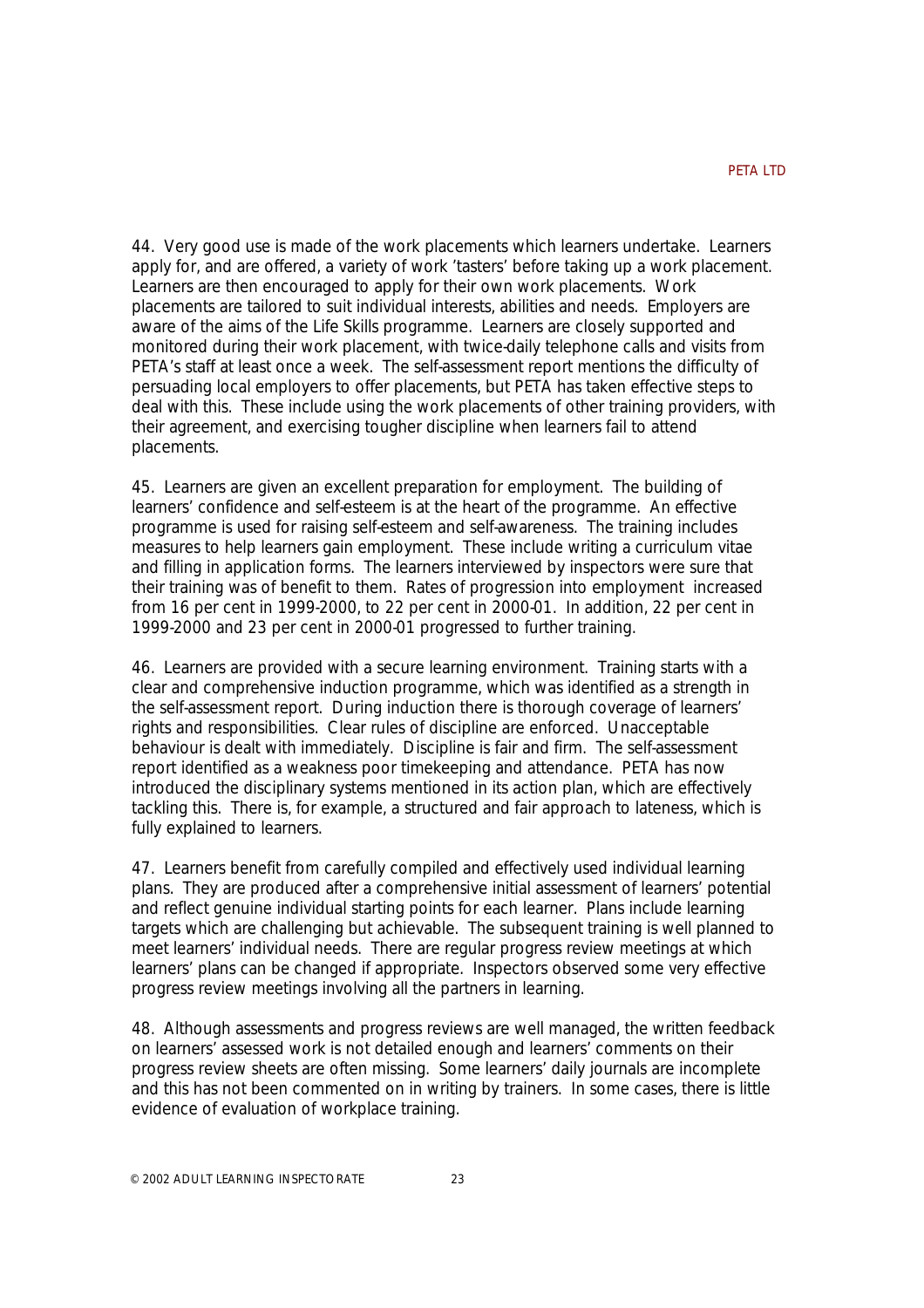44. Very good use is made of the work placements which learners undertake. Learners apply for, and are offered, a variety of work 'tasters' before taking up a work placement. Learners are then encouraged to apply for their own work placements. Work placements are tailored to suit individual interests, abilities and needs. Employers are aware of the aims of the Life Skills programme. Learners are closely supported and monitored during their work placement, with twice-daily telephone calls and visits from PETA's staff at least once a week. The self-assessment report mentions the difficulty of persuading local employers to offer placements, but PETA has taken effective steps to deal with this. These include using the work placements of other training providers, with their agreement, and exercising tougher discipline when learners fail to attend placements.

45. Learners are given an excellent preparation for employment. The building of learners' confidence and self-esteem is at the heart of the programme. An effective programme is used for raising self-esteem and self-awareness. The training includes measures to help learners gain employment. These include writing a curriculum vitae and filling in application forms. The learners interviewed by inspectors were sure that their training was of benefit to them. Rates of progression into employment increased from 16 per cent in 1999-2000, to 22 per cent in 2000-01. In addition, 22 per cent in 1999-2000 and 23 per cent in 2000-01 progressed to further training.

46. Learners are provided with a secure learning environment. Training starts with a clear and comprehensive induction programme, which was identified as a strength in the self-assessment report. During induction there is thorough coverage of learners' rights and responsibilities. Clear rules of discipline are enforced. Unacceptable behaviour is dealt with immediately. Discipline is fair and firm. The self-assessment report identified as a weakness poor timekeeping and attendance. PETA has now introduced the disciplinary systems mentioned in its action plan, which are effectively tackling this. There is, for example, a structured and fair approach to lateness, which is fully explained to learners.

47. Learners benefit from carefully compiled and effectively used individual learning plans. They are produced after a comprehensive initial assessment of learners' potential and reflect genuine individual starting points for each learner. Plans include learning targets which are challenging but achievable. The subsequent training is well planned to meet learners' individual needs. There are regular progress review meetings at which learners' plans can be changed if appropriate. Inspectors observed some very effective progress review meetings involving all the partners in learning.

48. Although assessments and progress reviews are well managed, the written feedback on learners' assessed work is not detailed enough and learners' comments on their progress review sheets are often missing. Some learners' daily journals are incomplete and this has not been commented on in writing by trainers. In some cases, there is little evidence of evaluation of workplace training.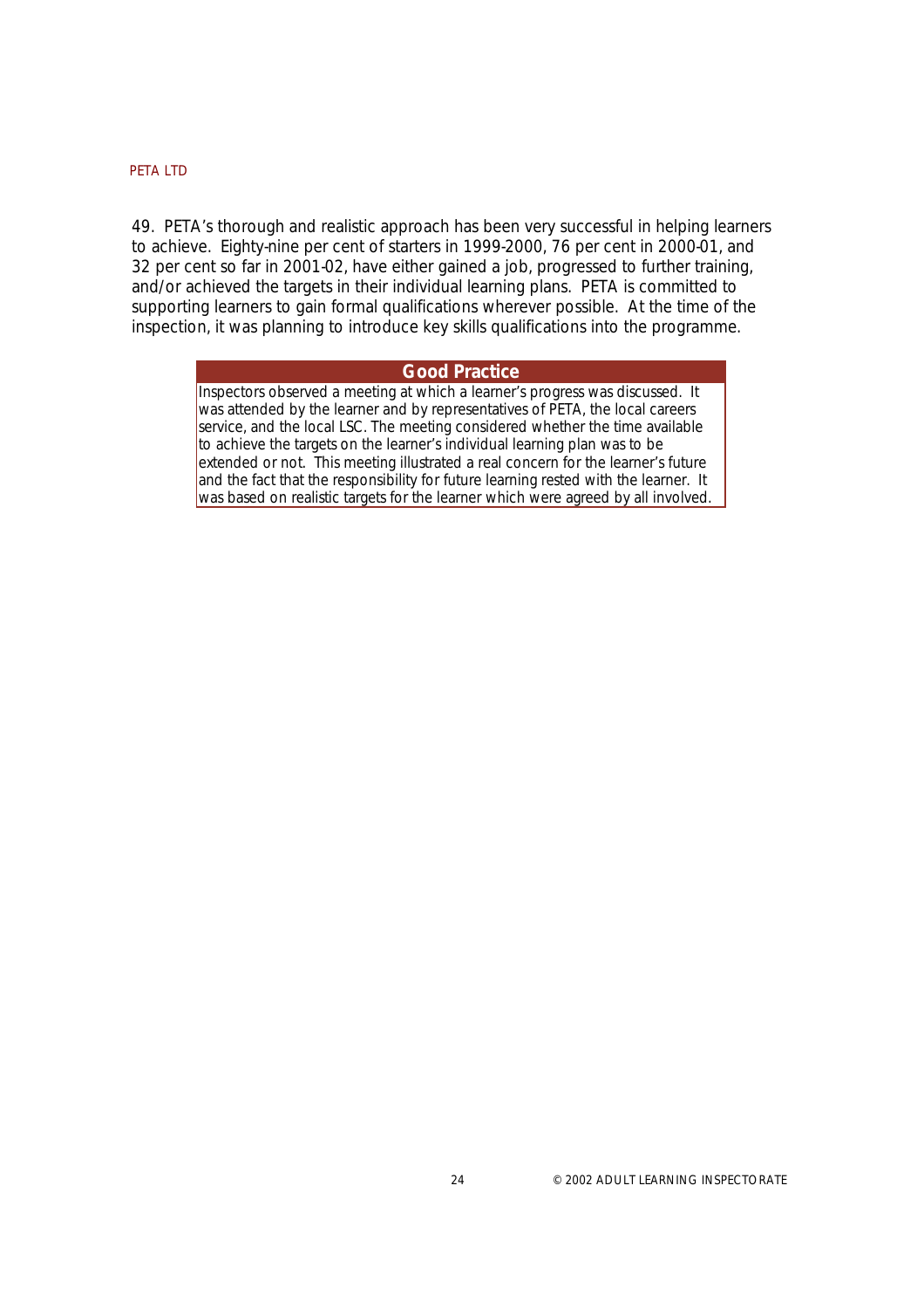49. PETA's thorough and realistic approach has been very successful in helping learners to achieve. Eighty-nine per cent of starters in 1999-2000, 76 per cent in 2000-01, and 32 per cent so far in 2001-02, have either gained a job, progressed to further training, and/or achieved the targets in their individual learning plans. PETA is committed to supporting learners to gain formal qualifications wherever possible. At the time of the inspection, it was planning to introduce key skills qualifications into the programme.

**Good Practice**

*Inspectors observed a meeting at which a learner's progress was discussed. It was attended by the learner and by representatives of PETA, the local careers service, and the local LSC. The meeting considered whether the time available to achieve the targets on the learner's individual learning plan was to be extended or not. This meeting illustrated a real concern for the learner's future and the fact that the responsibility for future learning rested with the learner. It was based on realistic targets for the learner which were agreed by all involved.*